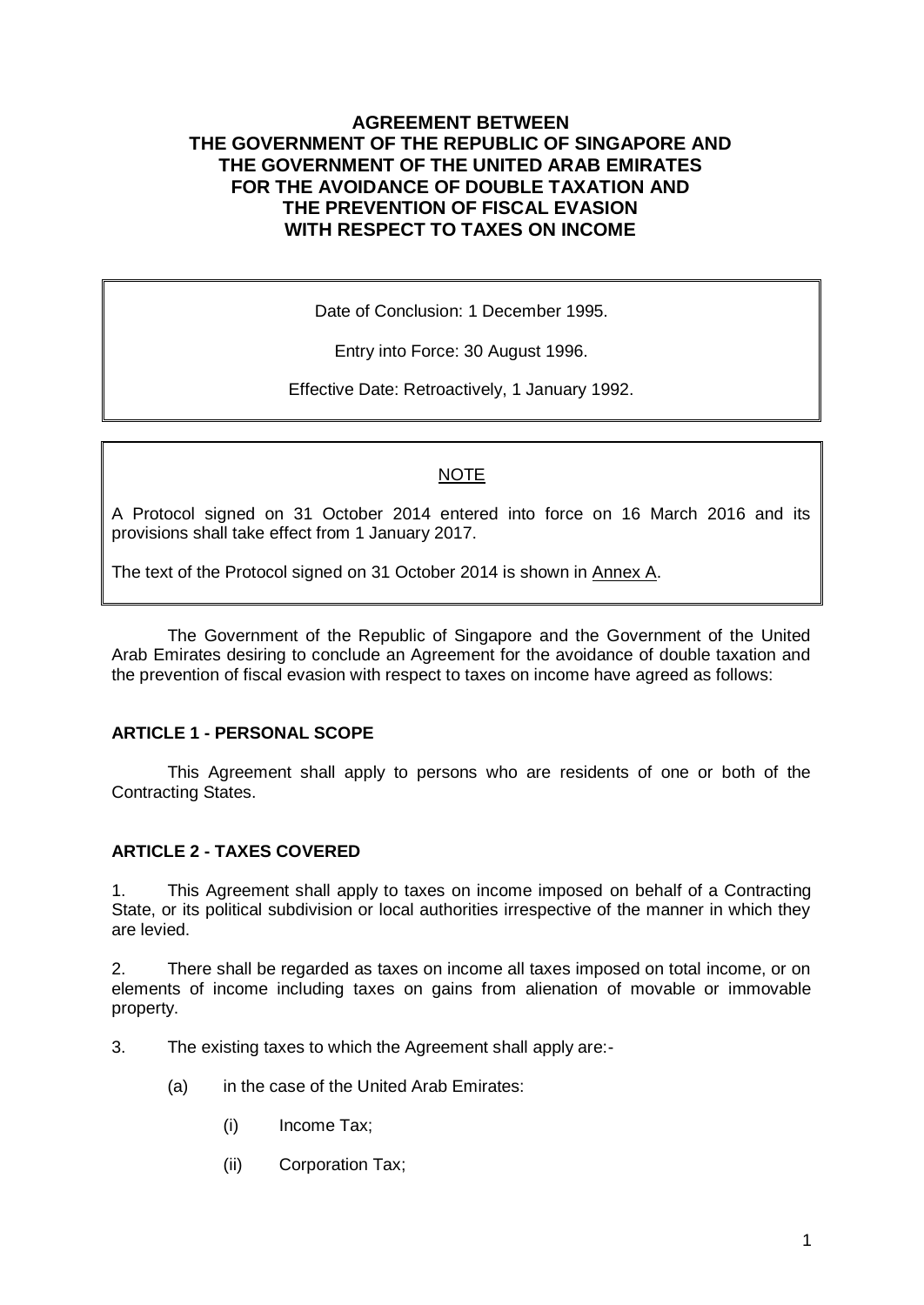# AGREEMENT BETWEEN THE GOVERNMENT OF THE REPUBLIC OF SINGAPORE AND THE GOVERNMENT OF THE UNITED ARAB EMIRATES FOR THE AVOIDANCE OF DOUBLE TAXATION AND THE PREVENTION OF FISCAL EVASION WITH RESPECT TO TAXES ON INCOME

Date of Conclusion: 1 December 1995.

Entry into Force: 30 August 1996.

Effective Date: Retroactively, 1 January 1992.

NOTE

A Protocol signed on 31 October 2014 entered into force on 16 March 2016 and its provisions shall take effect from 1 January 2017.

The text of the Protocol signed on 31 October 2014 is shown in Annex A.

The Government of the Republic of Singapore and the Government of the United Arab Emirates desiring to conclude an Agreement for the avoidance of double taxation and the prevention of fiscal evasion with respect to taxes on income have agreed as follows:

## ARTICLE 1 - PERSONAL SCOPE

This Agreement shall apply to persons who are residents of one or both of the Contracting States.

## ARTICLE 2 - TAXES COVERED

1. This Agreement shall apply to taxes on income imposed on behalf of a Contracting State, or its political subdivision or local authorities irrespective of the manner in which they are levied.

2. There shall be regarded as taxes on income all taxes imposed on total income, or on elements of income including taxes on gains from alienation of movable or immovable property.

3. The existing taxes to which the Agreement shall apply are:-

   (a) in the case of the United Arab Emirates:

      (i) Income Tax;

      (ii) Corporation Tax;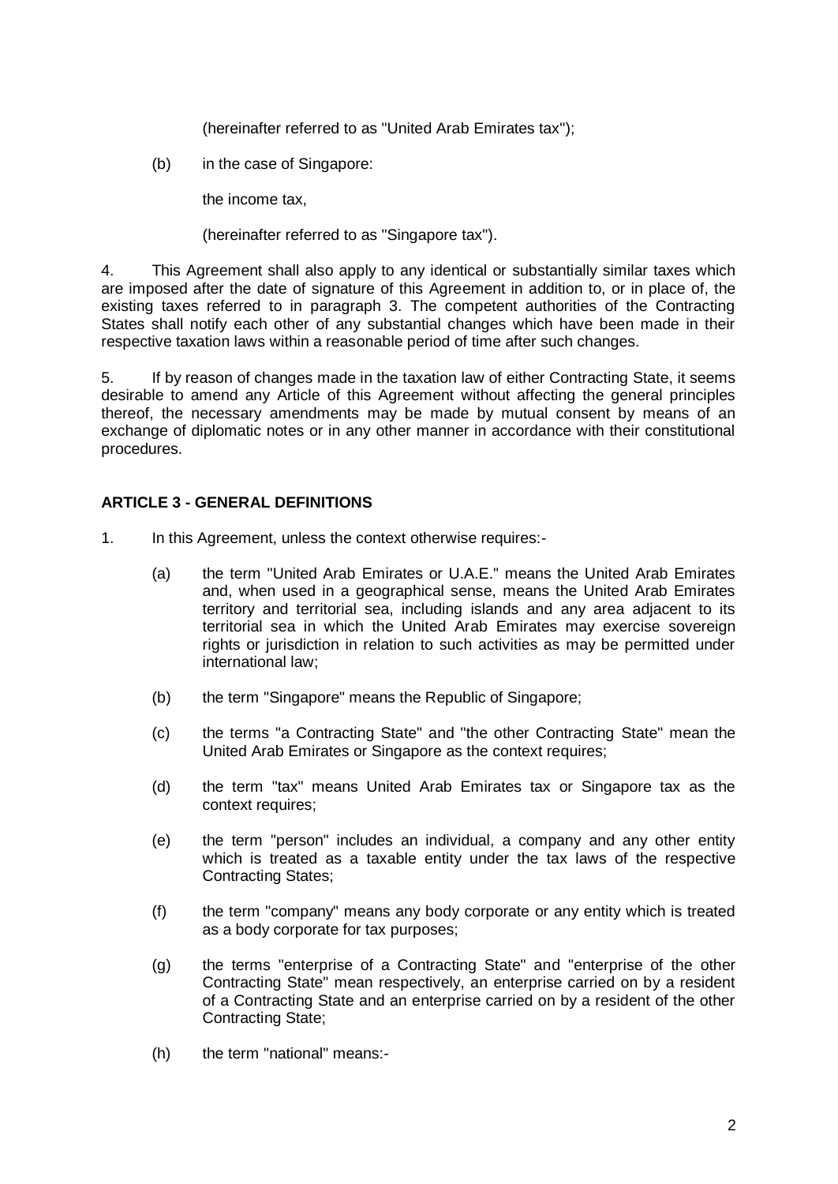(hereinafter referred to as "United Arab Emirates tax");

(b) in the case of Singapore:

the income tax,

(hereinafter referred to as "Singapore tax").

4. This Agreement shall also apply to any identical or substantially similar taxes which are imposed after the date of signature of this Agreement in addition to, or in place of, the existing taxes referred to in paragraph 3. The competent authorities of the Contracting States shall notify each other of any substantial changes which have been made in their respective taxation laws within a reasonable period of time after such changes.

5. If by reason of changes made in the taxation law of either Contracting State, it seems desirable to amend any Article of this Agreement without affecting the general principles thereof, the necessary amendments may be made by mutual consent by means of an exchange of diplomatic notes or in any other manner in accordance with their constitutional procedures.

**ARTICLE 3 - GENERAL DEFINITIONS**

1. In this Agreement, unless the context otherwise requires:-

(a) the term "United Arab Emirates or U.A.E." means the United Arab Emirates and, when used in a geographical sense, means the United Arab Emirates territory and territorial sea, including islands and any area adjacent to its territorial sea in which the United Arab Emirates may exercise sovereign rights or jurisdiction in relation to such activities as may be permitted under international law;

(b) the term "Singapore" means the Republic of Singapore;

(c) the terms "a Contracting State" and "the other Contracting State" mean the United Arab Emirates or Singapore as the context requires;

(d) the term "tax" means United Arab Emirates tax or Singapore tax as the context requires;

(e) the term "person" includes an individual, a company and any other entity which is treated as a taxable entity under the tax laws of the respective Contracting States;

(f) the term "company" means any body corporate or any entity which is treated as a body corporate for tax purposes;

(g) the terms "enterprise of a Contracting State" and "enterprise of the other Contracting State" mean respectively, an enterprise carried on by a resident of a Contracting State and an enterprise carried on by a resident of the other Contracting State;

(h) the term "national" means:-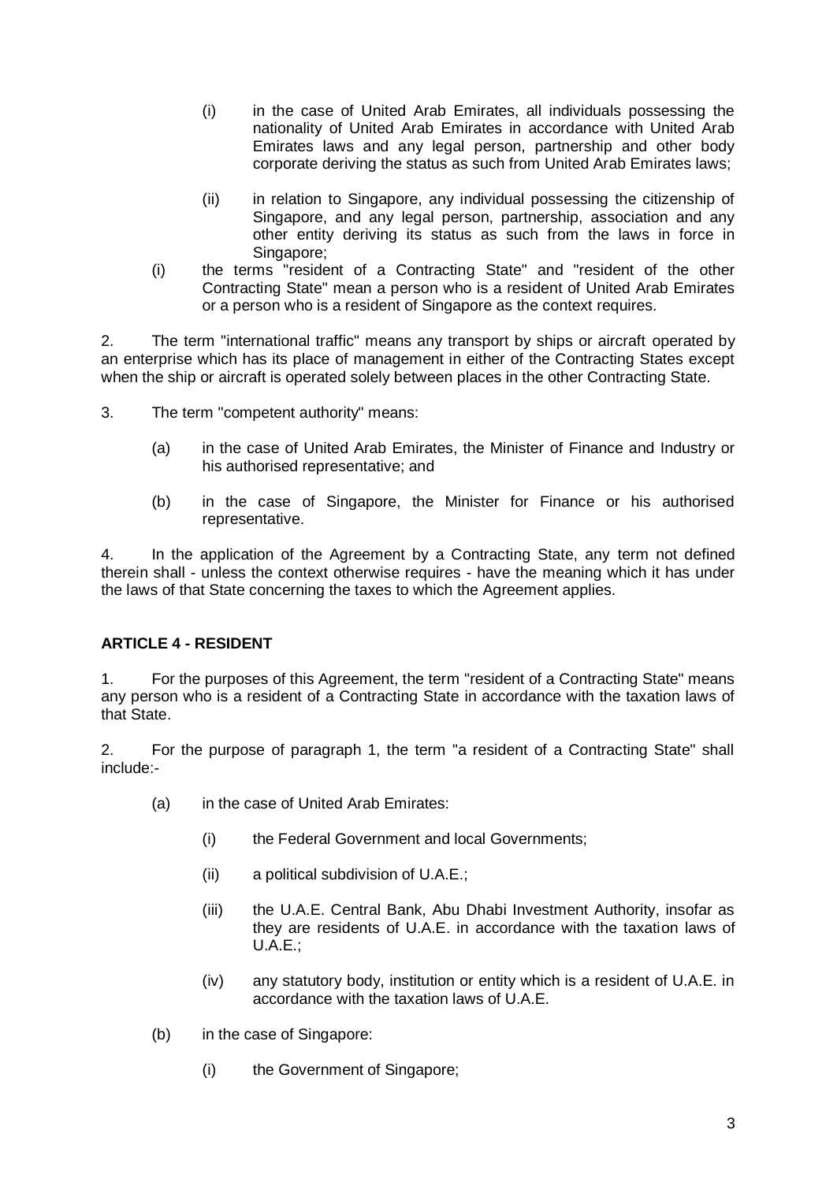(i) in the case of United Arab Emirates, all individuals possessing the nationality of United Arab Emirates in accordance with United Arab Emirates laws and any legal person, partnership and other body corporate deriving the status as such from United Arab Emirates laws;

(ii) in relation to Singapore, any individual possessing the citizenship of Singapore, and any legal person, partnership, association and any other entity deriving its status as such from the laws in force in Singapore;

(i) the terms "resident of a Contracting State" and "resident of the other Contracting State" mean a person who is a resident of United Arab Emirates or a person who is a resident of Singapore as the context requires.

2. The term "international traffic" means any transport by ships or aircraft operated by an enterprise which has its place of management in either of the Contracting States except when the ship or aircraft is operated solely between places in the other Contracting State.

3. The term "competent authority" means:

(a) in the case of United Arab Emirates, the Minister of Finance and Industry or his authorised representative; and

(b) in the case of Singapore, the Minister for Finance or his authorised representative.

4. In the application of the Agreement by a Contracting State, any term not defined therein shall - unless the context otherwise requires - have the meaning which it has under the laws of that State concerning the taxes to which the Agreement applies.

**ARTICLE 4 - RESIDENT**

1. For the purposes of this Agreement, the term "resident of a Contracting State" means any person who is a resident of a Contracting State in accordance with the taxation laws of that State.

2. For the purpose of paragraph 1, the term "a resident of a Contracting State" shall include:-

(a) in the case of United Arab Emirates:

(i) the Federal Government and local Governments;

(ii) a political subdivision of U.A.E.;

(iii) the U.A.E. Central Bank, Abu Dhabi Investment Authority, insofar as they are residents of U.A.E. in accordance with the taxation laws of U.A.E.;

(iv) any statutory body, institution or entity which is a resident of U.A.E. in accordance with the taxation laws of U.A.E.

(b) in the case of Singapore:

(i) the Government of Singapore;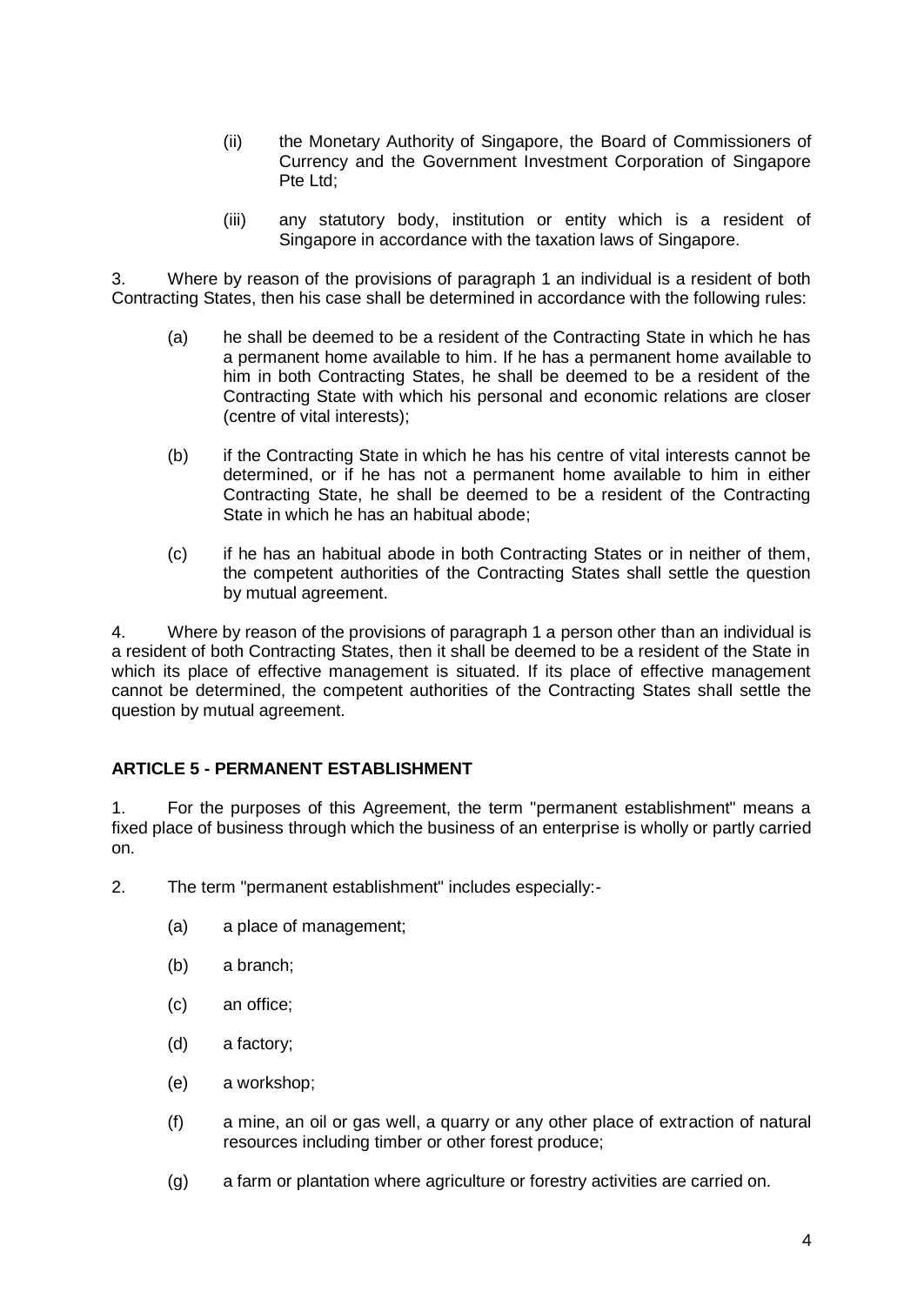(ii) the Monetary Authority of Singapore, the Board of Commissioners of Currency and the Government Investment Corporation of Singapore Pte Ltd;

(iii) any statutory body, institution or entity which is a resident of Singapore in accordance with the taxation laws of Singapore.

3. Where by reason of the provisions of paragraph 1 an individual is a resident of both Contracting States, then his case shall be determined in accordance with the following rules:

(a) he shall be deemed to be a resident of the Contracting State in which he has a permanent home available to him. If he has a permanent home available to him in both Contracting States, he shall be deemed to be a resident of the Contracting State with which his personal and economic relations are closer (centre of vital interests);

(b) if the Contracting State in which he has his centre of vital interests cannot be determined, or if he has not a permanent home available to him in either Contracting State, he shall be deemed to be a resident of the Contracting State in which he has an habitual abode;

(c) if he has an habitual abode in both Contracting States or in neither of them, the competent authorities of the Contracting States shall settle the question by mutual agreement.

4. Where by reason of the provisions of paragraph 1 a person other than an individual is a resident of both Contracting States, then it shall be deemed to be a resident of the State in which its place of effective management is situated. If its place of effective management cannot be determined, the competent authorities of the Contracting States shall settle the question by mutual agreement.

## ARTICLE 5 - PERMANENT ESTABLISHMENT

1. For the purposes of this Agreement, the term "permanent establishment" means a fixed place of business through which the business of an enterprise is wholly or partly carried on.

2. The term "permanent establishment" includes especially:-

(a) a place of management;

(b) a branch;

(c) an office;

(d) a factory;

(e) a workshop;

(f) a mine, an oil or gas well, a quarry or any other place of extraction of natural resources including timber or other forest produce;

(g) a farm or plantation where agriculture or forestry activities are carried on.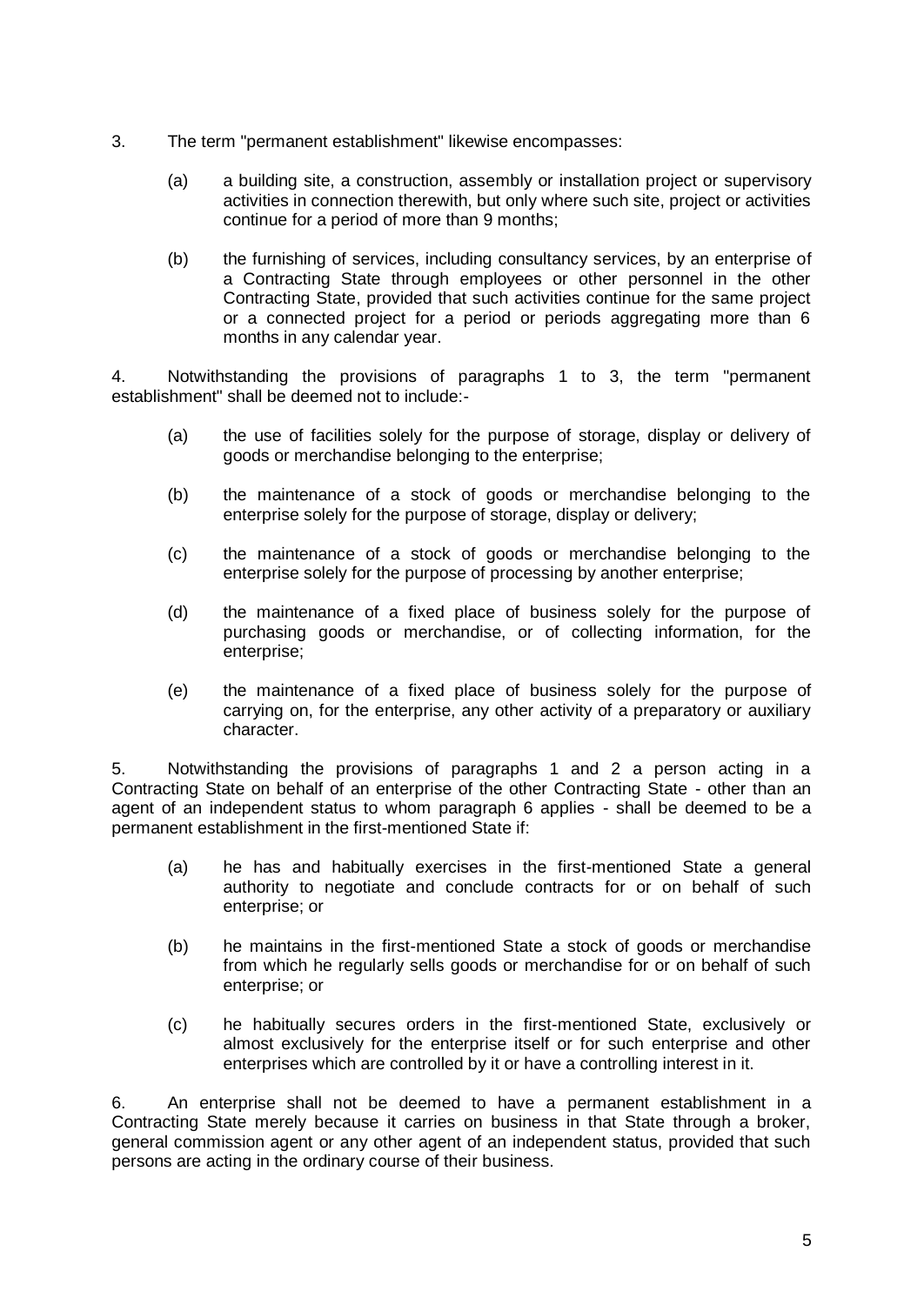3. The term "permanent establishment" likewise encompasses:

   (a) a building site, a construction, assembly or installation project or supervisory activities in connection therewith, but only where such site, project or activities continue for a period of more than 9 months;

   (b) the furnishing of services, including consultancy services, by an enterprise of a Contracting State through employees or other personnel in the other Contracting State, provided that such activities continue for the same project or a connected project for a period or periods aggregating more than 6 months in any calendar year.

4. Notwithstanding the provisions of paragraphs 1 to 3, the term "permanent establishment" shall be deemed not to include:-

   (a) the use of facilities solely for the purpose of storage, display or delivery of goods or merchandise belonging to the enterprise;

   (b) the maintenance of a stock of goods or merchandise belonging to the enterprise solely for the purpose of storage, display or delivery;

   (c) the maintenance of a stock of goods or merchandise belonging to the enterprise solely for the purpose of processing by another enterprise;

   (d) the maintenance of a fixed place of business solely for the purpose of purchasing goods or merchandise, or of collecting information, for the enterprise;

   (e) the maintenance of a fixed place of business solely for the purpose of carrying on, for the enterprise, any other activity of a preparatory or auxiliary character.

5. Notwithstanding the provisions of paragraphs 1 and 2 a person acting in a Contracting State on behalf of an enterprise of the other Contracting State - other than an agent of an independent status to whom paragraph 6 applies - shall be deemed to be a permanent establishment in the first-mentioned State if:

   (a) he has and habitually exercises in the first-mentioned State a general authority to negotiate and conclude contracts for or on behalf of such enterprise; or

   (b) he maintains in the first-mentioned State a stock of goods or merchandise from which he regularly sells goods or merchandise for or on behalf of such enterprise; or

   (c) he habitually secures orders in the first-mentioned State, exclusively or almost exclusively for the enterprise itself or for such enterprise and other enterprises which are controlled by it or have a controlling interest in it.

6. An enterprise shall not be deemed to have a permanent establishment in a Contracting State merely because it carries on business in that State through a broker, general commission agent or any other agent of an independent status, provided that such persons are acting in the ordinary course of their business.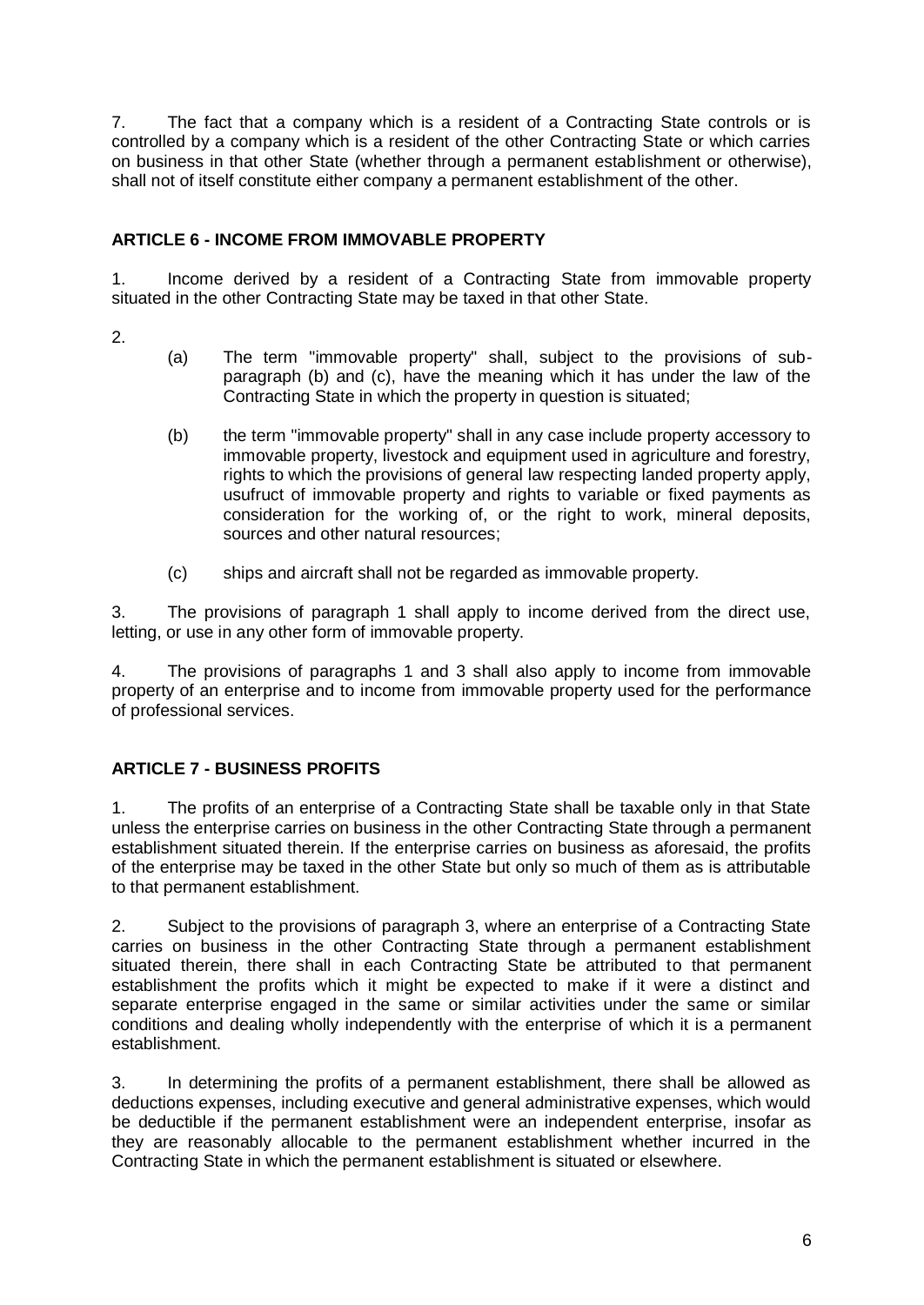7. The fact that a company which is a resident of a Contracting State controls or is controlled by a company which is a resident of the other Contracting State or which carries on business in that other State (whether through a permanent establishment or otherwise), shall not of itself constitute either company a permanent establishment of the other.

## ARTICLE 6 - INCOME FROM IMMOVABLE PROPERTY

1. Income derived by a resident of a Contracting State from immovable property situated in the other Contracting State may be taxed in that other State.

2.

   (a) The term "immovable property" shall, subject to the provisions of sub-paragraph (b) and (c), have the meaning which it has under the law of the Contracting State in which the property in question is situated;

   (b) the term "immovable property" shall in any case include property accessory to immovable property, livestock and equipment used in agriculture and forestry, rights to which the provisions of general law respecting landed property apply, usufruct of immovable property and rights to variable or fixed payments as consideration for the working of, or the right to work, mineral deposits, sources and other natural resources;

   (c) ships and aircraft shall not be regarded as immovable property.

3. The provisions of paragraph 1 shall apply to income derived from the direct use, letting, or use in any other form of immovable property.

4. The provisions of paragraphs 1 and 3 shall also apply to income from immovable property of an enterprise and to income from immovable property used for the performance of professional services.

## ARTICLE 7 - BUSINESS PROFITS

1. The profits of an enterprise of a Contracting State shall be taxable only in that State unless the enterprise carries on business in the other Contracting State through a permanent establishment situated therein. If the enterprise carries on business as aforesaid, the profits of the enterprise may be taxed in the other State but only so much of them as is attributable to that permanent establishment.

2. Subject to the provisions of paragraph 3, where an enterprise of a Contracting State carries on business in the other Contracting State through a permanent establishment situated therein, there shall in each Contracting State be attributed to that permanent establishment the profits which it might be expected to make if it were a distinct and separate enterprise engaged in the same or similar activities under the same or similar conditions and dealing wholly independently with the enterprise of which it is a permanent establishment.

3. In determining the profits of a permanent establishment, there shall be allowed as deductions expenses, including executive and general administrative expenses, which would be deductible if the permanent establishment were an independent enterprise, insofar as they are reasonably allocable to the permanent establishment whether incurred in the Contracting State in which the permanent establishment is situated or elsewhere.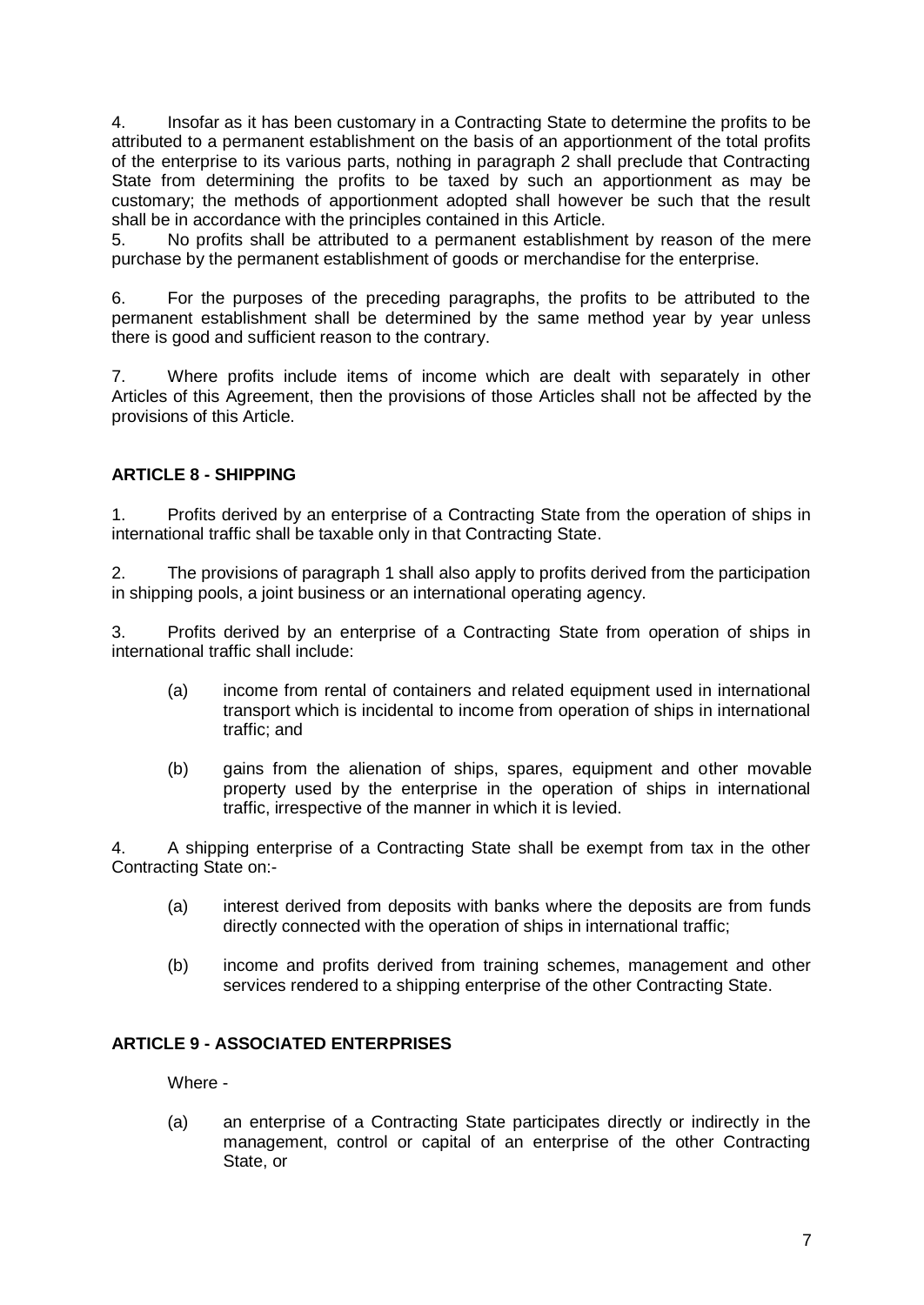4. Insofar as it has been customary in a Contracting State to determine the profits to be attributed to a permanent establishment on the basis of an apportionment of the total profits of the enterprise to its various parts, nothing in paragraph 2 shall preclude that Contracting State from determining the profits to be taxed by such an apportionment as may be customary; the methods of apportionment adopted shall however be such that the result shall be in accordance with the principles contained in this Article.

5. No profits shall be attributed to a permanent establishment by reason of the mere purchase by the permanent establishment of goods or merchandise for the enterprise.

6. For the purposes of the preceding paragraphs, the profits to be attributed to the permanent establishment shall be determined by the same method year by year unless there is good and sufficient reason to the contrary.

7. Where profits include items of income which are dealt with separately in other Articles of this Agreement, then the provisions of those Articles shall not be affected by the provisions of this Article.

## ARTICLE 8 - SHIPPING

1. Profits derived by an enterprise of a Contracting State from the operation of ships in international traffic shall be taxable only in that Contracting State.

2. The provisions of paragraph 1 shall also apply to profits derived from the participation in shipping pools, a joint business or an international operating agency.

3. Profits derived by an enterprise of a Contracting State from operation of ships in international traffic shall include:

   (a) income from rental of containers and related equipment used in international transport which is incidental to income from operation of ships in international traffic; and

   (b) gains from the alienation of ships, spares, equipment and other movable property used by the enterprise in the operation of ships in international traffic, irrespective of the manner in which it is levied.

4. A shipping enterprise of a Contracting State shall be exempt from tax in the other Contracting State on:-

   (a) interest derived from deposits with banks where the deposits are from funds directly connected with the operation of ships in international traffic;

   (b) income and profits derived from training schemes, management and other services rendered to a shipping enterprise of the other Contracting State.

## ARTICLE 9 - ASSOCIATED ENTERPRISES

Where -

   (a) an enterprise of a Contracting State participates directly or indirectly in the management, control or capital of an enterprise of the other Contracting State, or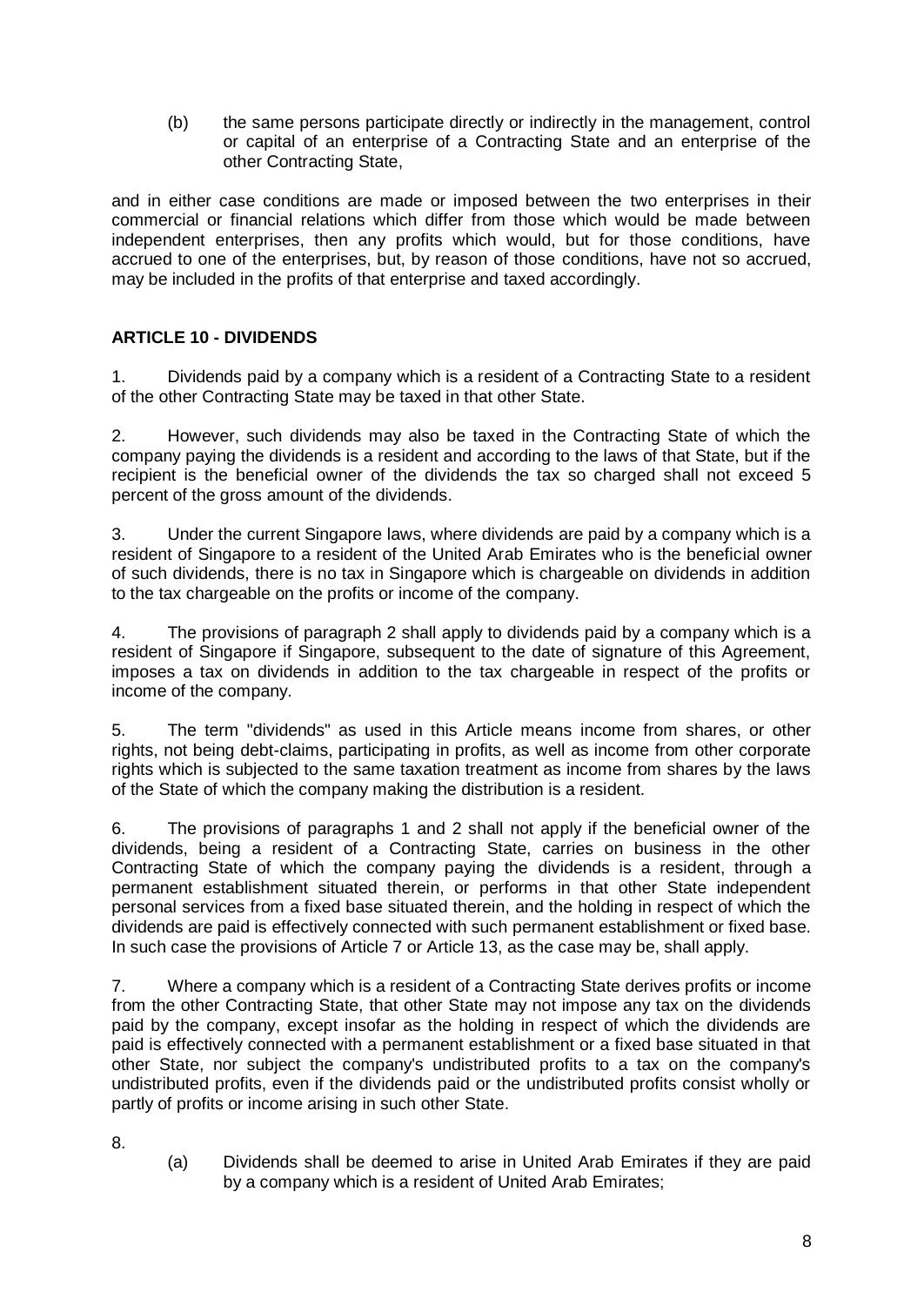(b) the same persons participate directly or indirectly in the management, control or capital of an enterprise of a Contracting State and an enterprise of the other Contracting State,

and in either case conditions are made or imposed between the two enterprises in their commercial or financial relations which differ from those which would be made between independent enterprises, then any profits which would, but for those conditions, have accrued to one of the enterprises, but, by reason of those conditions, have not so accrued, may be included in the profits of that enterprise and taxed accordingly.

**ARTICLE 10 - DIVIDENDS**

1. Dividends paid by a company which is a resident of a Contracting State to a resident of the other Contracting State may be taxed in that other State.

2. However, such dividends may also be taxed in the Contracting State of which the company paying the dividends is a resident and according to the laws of that State, but if the recipient is the beneficial owner of the dividends the tax so charged shall not exceed 5 percent of the gross amount of the dividends.

3. Under the current Singapore laws, where dividends are paid by a company which is a resident of Singapore to a resident of the United Arab Emirates who is the beneficial owner of such dividends, there is no tax in Singapore which is chargeable on dividends in addition to the tax chargeable on the profits or income of the company.

4. The provisions of paragraph 2 shall apply to dividends paid by a company which is a resident of Singapore if Singapore, subsequent to the date of signature of this Agreement, imposes a tax on dividends in addition to the tax chargeable in respect of the profits or income of the company.

5. The term "dividends" as used in this Article means income from shares, or other rights, not being debt-claims, participating in profits, as well as income from other corporate rights which is subjected to the same taxation treatment as income from shares by the laws of the State of which the company making the distribution is a resident.

6. The provisions of paragraphs 1 and 2 shall not apply if the beneficial owner of the dividends, being a resident of a Contracting State, carries on business in the other Contracting State of which the company paying the dividends is a resident, through a permanent establishment situated therein, or performs in that other State independent personal services from a fixed base situated therein, and the holding in respect of which the dividends are paid is effectively connected with such permanent establishment or fixed base. In such case the provisions of Article 7 or Article 13, as the case may be, shall apply.

7. Where a company which is a resident of a Contracting State derives profits or income from the other Contracting State, that other State may not impose any tax on the dividends paid by the company, except insofar as the holding in respect of which the dividends are paid is effectively connected with a permanent establishment or a fixed base situated in that other State, nor subject the company's undistributed profits to a tax on the company's undistributed profits, even if the dividends paid or the undistributed profits consist wholly or partly of profits or income arising in such other State.

8.

(a) Dividends shall be deemed to arise in United Arab Emirates if they are paid by a company which is a resident of United Arab Emirates;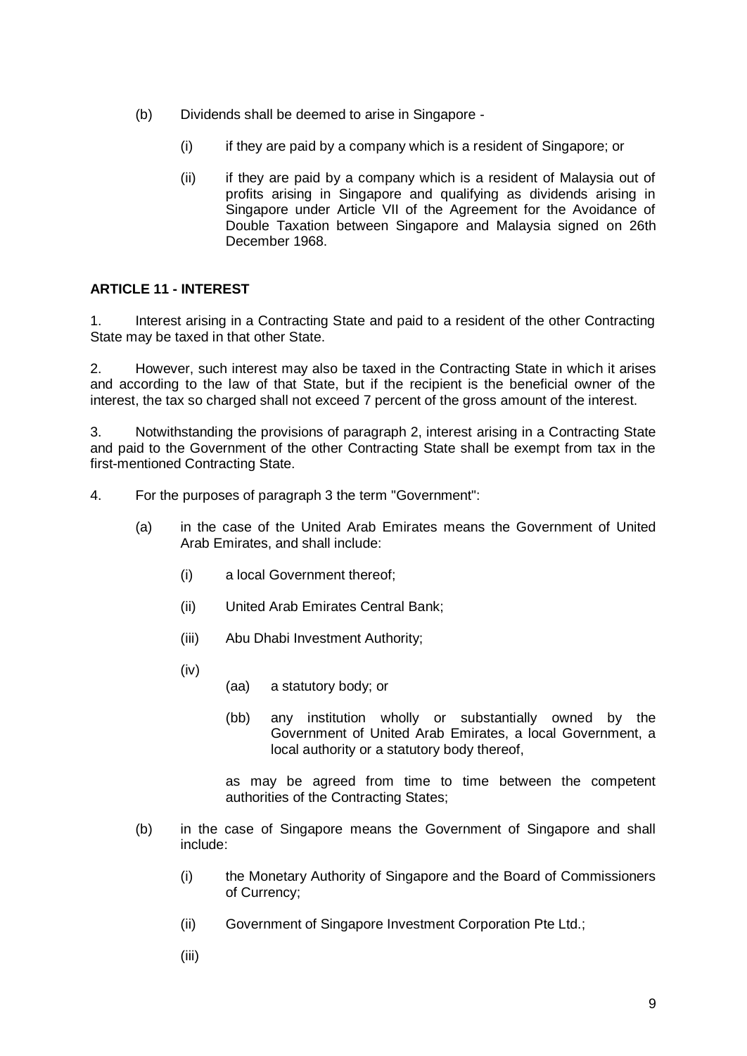(b) Dividends shall be deemed to arise in Singapore -

    (i) if they are paid by a company which is a resident of Singapore; or

    (ii) if they are paid by a company which is a resident of Malaysia out of profits arising in Singapore and qualifying as dividends arising in Singapore under Article VII of the Agreement for the Avoidance of Double Taxation between Singapore and Malaysia signed on 26th December 1968.

**ARTICLE 11 - INTEREST**

1. Interest arising in a Contracting State and paid to a resident of the other Contracting State may be taxed in that other State.

2. However, such interest may also be taxed in the Contracting State in which it arises and according to the law of that State, but if the recipient is the beneficial owner of the interest, the tax so charged shall not exceed 7 percent of the gross amount of the interest.

3. Notwithstanding the provisions of paragraph 2, interest arising in a Contracting State and paid to the Government of the other Contracting State shall be exempt from tax in the first-mentioned Contracting State.

4. For the purposes of paragraph 3 the term "Government":

(a) in the case of the United Arab Emirates means the Government of United Arab Emirates, and shall include:

    (i) a local Government thereof;

    (ii) United Arab Emirates Central Bank;

    (iii) Abu Dhabi Investment Authority;

    (iv)
    
    (aa) a statutory body; or

    (bb) any institution wholly or substantially owned by the Government of United Arab Emirates, a local Government, a local authority or a statutory body thereof,

    as may be agreed from time to time between the competent authorities of the Contracting States;

(b) in the case of Singapore means the Government of Singapore and shall include:

    (i) the Monetary Authority of Singapore and the Board of Commissioners of Currency;

    (ii) Government of Singapore Investment Corporation Pte Ltd.;

    (iii)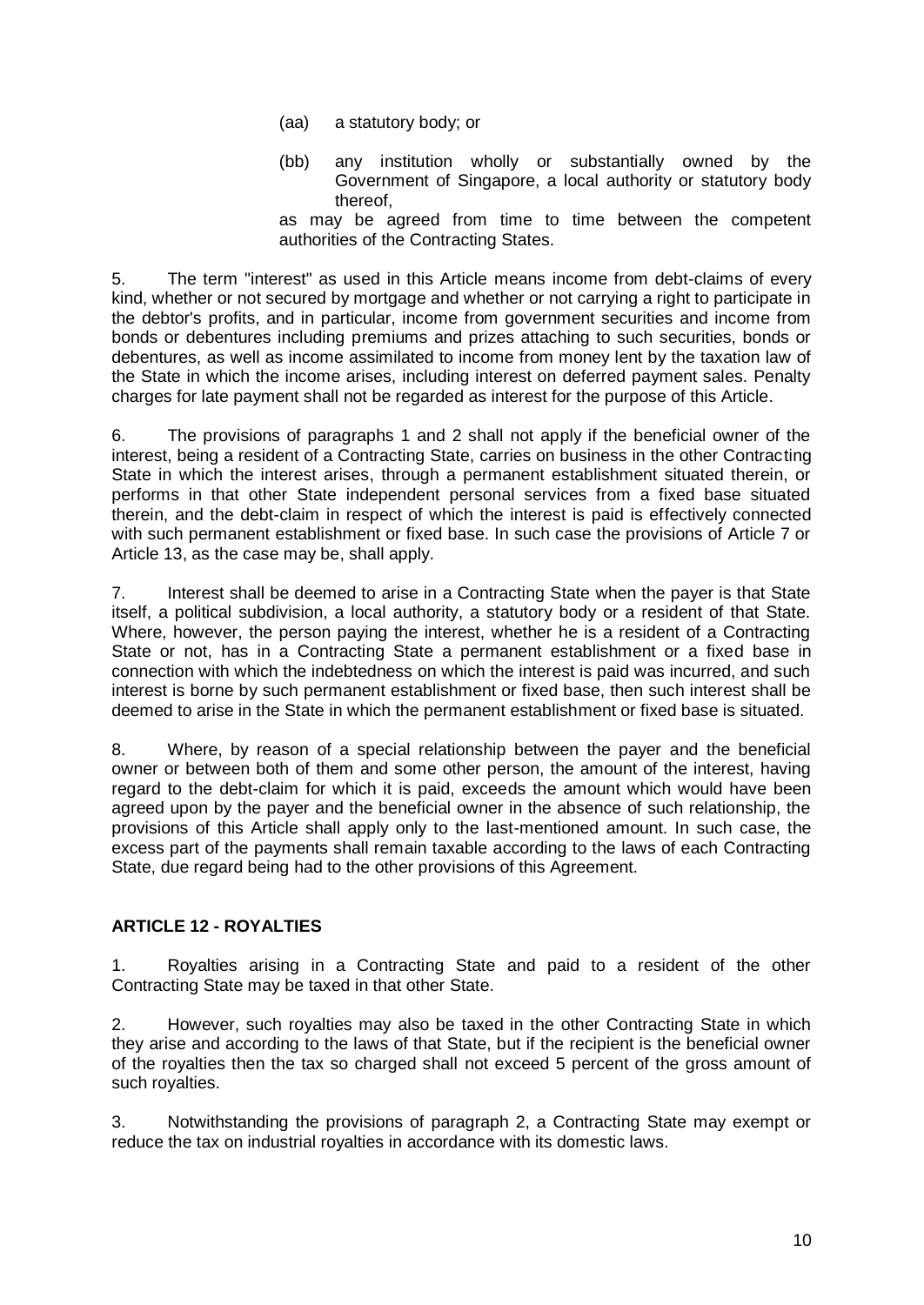(aa) a statutory body; or

(bb) any institution wholly or substantially owned by the Government of Singapore, a local authority or statutory body thereof,

as may be agreed from time to time between the competent authorities of the Contracting States.

5. The term "interest" as used in this Article means income from debt-claims of every kind, whether or not secured by mortgage and whether or not carrying a right to participate in the debtor's profits, and in particular, income from government securities and income from bonds or debentures including premiums and prizes attaching to such securities, bonds or debentures, as well as income assimilated to income from money lent by the taxation law of the State in which the income arises, including interest on deferred payment sales. Penalty charges for late payment shall not be regarded as interest for the purpose of this Article.

6. The provisions of paragraphs 1 and 2 shall not apply if the beneficial owner of the interest, being a resident of a Contracting State, carries on business in the other Contracting State in which the interest arises, through a permanent establishment situated therein, or performs in that other State independent personal services from a fixed base situated therein, and the debt-claim in respect of which the interest is paid is effectively connected with such permanent establishment or fixed base. In such case the provisions of Article 7 or Article 13, as the case may be, shall apply.

7. Interest shall be deemed to arise in a Contracting State when the payer is that State itself, a political subdivision, a local authority, a statutory body or a resident of that State. Where, however, the person paying the interest, whether he is a resident of a Contracting State or not, has in a Contracting State a permanent establishment or a fixed base in connection with which the indebtedness on which the interest is paid was incurred, and such interest is borne by such permanent establishment or fixed base, then such interest shall be deemed to arise in the State in which the permanent establishment or fixed base is situated.

8. Where, by reason of a special relationship between the payer and the beneficial owner or between both of them and some other person, the amount of the interest, having regard to the debt-claim for which it is paid, exceeds the amount which would have been agreed upon by the payer and the beneficial owner in the absence of such relationship, the provisions of this Article shall apply only to the last-mentioned amount. In such case, the excess part of the payments shall remain taxable according to the laws of each Contracting State, due regard being had to the other provisions of this Agreement.

## ARTICLE 12 - ROYALTIES

1. Royalties arising in a Contracting State and paid to a resident of the other Contracting State may be taxed in that other State.

2. However, such royalties may also be taxed in the other Contracting State in which they arise and according to the laws of that State, but if the recipient is the beneficial owner of the royalties then the tax so charged shall not exceed 5 percent of the gross amount of such royalties.

3. Notwithstanding the provisions of paragraph 2, a Contracting State may exempt or reduce the tax on industrial royalties in accordance with its domestic laws.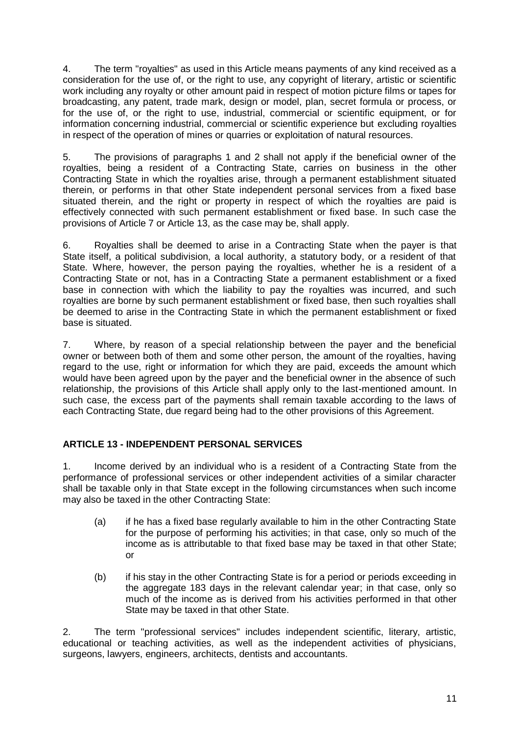4. The term "royalties" as used in this Article means payments of any kind received as a consideration for the use of, or the right to use, any copyright of literary, artistic or scientific work including any royalty or other amount paid in respect of motion picture films or tapes for broadcasting, any patent, trade mark, design or model, plan, secret formula or process, or for the use of, or the right to use, industrial, commercial or scientific equipment, or for information concerning industrial, commercial or scientific experience but excluding royalties in respect of the operation of mines or quarries or exploitation of natural resources.

5. The provisions of paragraphs 1 and 2 shall not apply if the beneficial owner of the royalties, being a resident of a Contracting State, carries on business in the other Contracting State in which the royalties arise, through a permanent establishment situated therein, or performs in that other State independent personal services from a fixed base situated therein, and the right or property in respect of which the royalties are paid is effectively connected with such permanent establishment or fixed base. In such case the provisions of Article 7 or Article 13, as the case may be, shall apply.

6. Royalties shall be deemed to arise in a Contracting State when the payer is that State itself, a political subdivision, a local authority, a statutory body, or a resident of that State. Where, however, the person paying the royalties, whether he is a resident of a Contracting State or not, has in a Contracting State a permanent establishment or a fixed base in connection with which the liability to pay the royalties was incurred, and such royalties are borne by such permanent establishment or fixed base, then such royalties shall be deemed to arise in the Contracting State in which the permanent establishment or fixed base is situated.

7. Where, by reason of a special relationship between the payer and the beneficial owner or between both of them and some other person, the amount of the royalties, having regard to the use, right or information for which they are paid, exceeds the amount which would have been agreed upon by the payer and the beneficial owner in the absence of such relationship, the provisions of this Article shall apply only to the last-mentioned amount. In such case, the excess part of the payments shall remain taxable according to the laws of each Contracting State, due regard being had to the other provisions of this Agreement.

## ARTICLE 13 - INDEPENDENT PERSONAL SERVICES

1. Income derived by an individual who is a resident of a Contracting State from the performance of professional services or other independent activities of a similar character shall be taxable only in that State except in the following circumstances when such income may also be taxed in the other Contracting State:

   (a) if he has a fixed base regularly available to him in the other Contracting State for the purpose of performing his activities; in that case, only so much of the income as is attributable to that fixed base may be taxed in that other State; or

   (b) if his stay in the other Contracting State is for a period or periods exceeding in the aggregate 183 days in the relevant calendar year; in that case, only so much of the income as is derived from his activities performed in that other State may be taxed in that other State.

2. The term "professional services" includes independent scientific, literary, artistic, educational or teaching activities, as well as the independent activities of physicians, surgeons, lawyers, engineers, architects, dentists and accountants.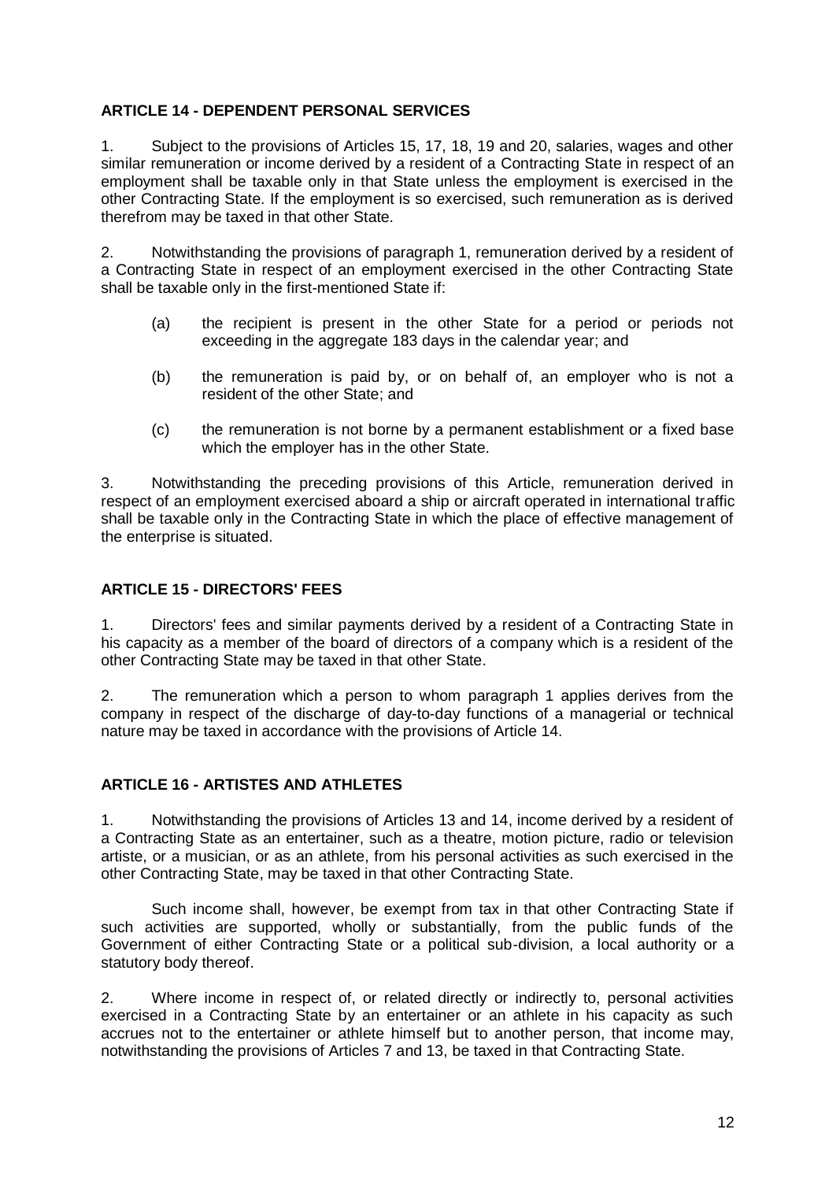## ARTICLE 14 - DEPENDENT PERSONAL SERVICES

1. Subject to the provisions of Articles 15, 17, 18, 19 and 20, salaries, wages and other similar remuneration or income derived by a resident of a Contracting State in respect of an employment shall be taxable only in that State unless the employment is exercised in the other Contracting State. If the employment is so exercised, such remuneration as is derived therefrom may be taxed in that other State.

2. Notwithstanding the provisions of paragraph 1, remuneration derived by a resident of a Contracting State in respect of an employment exercised in the other Contracting State shall be taxable only in the first-mentioned State if:

   (a) the recipient is present in the other State for a period or periods not exceeding in the aggregate 183 days in the calendar year; and

   (b) the remuneration is paid by, or on behalf of, an employer who is not a resident of the other State; and

   (c) the remuneration is not borne by a permanent establishment or a fixed base which the employer has in the other State.

3. Notwithstanding the preceding provisions of this Article, remuneration derived in respect of an employment exercised aboard a ship or aircraft operated in international traffic shall be taxable only in the Contracting State in which the place of effective management of the enterprise is situated.

## ARTICLE 15 - DIRECTORS' FEES

1. Directors' fees and similar payments derived by a resident of a Contracting State in his capacity as a member of the board of directors of a company which is a resident of the other Contracting State may be taxed in that other State.

2. The remuneration which a person to whom paragraph 1 applies derives from the company in respect of the discharge of day-to-day functions of a managerial or technical nature may be taxed in accordance with the provisions of Article 14.

## ARTICLE 16 - ARTISTES AND ATHLETES

1. Notwithstanding the provisions of Articles 13 and 14, income derived by a resident of a Contracting State as an entertainer, such as a theatre, motion picture, radio or television artiste, or a musician, or as an athlete, from his personal activities as such exercised in the other Contracting State, may be taxed in that other Contracting State.

   Such income shall, however, be exempt from tax in that other Contracting State if such activities are supported, wholly or substantially, from the public funds of the Government of either Contracting State or a political sub-division, a local authority or a statutory body thereof.

2. Where income in respect of, or related directly or indirectly to, personal activities exercised in a Contracting State by an entertainer or an athlete in his capacity as such accrues not to the entertainer or athlete himself but to another person, that income may, notwithstanding the provisions of Articles 7 and 13, be taxed in that Contracting State.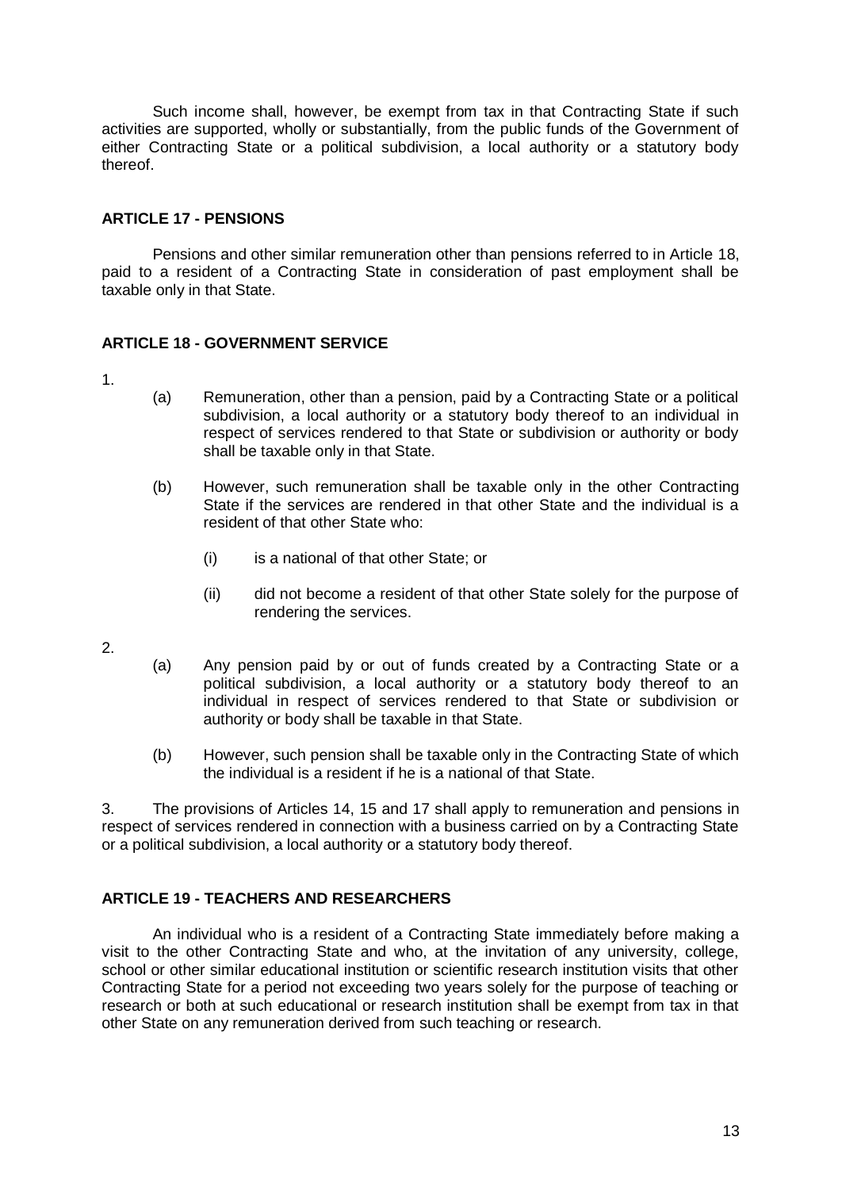Such income shall, however, be exempt from tax in that Contracting State if such activities are supported, wholly or substantially, from the public funds of the Government of either Contracting State or a political subdivision, a local authority or a statutory body thereof.

## ARTICLE 17 - PENSIONS

Pensions and other similar remuneration other than pensions referred to in Article 18, paid to a resident of a Contracting State in consideration of past employment shall be taxable only in that State.

## ARTICLE 18 - GOVERNMENT SERVICE

1.

(a) Remuneration, other than a pension, paid by a Contracting State or a political subdivision, a local authority or a statutory body thereof to an individual in respect of services rendered to that State or subdivision or authority or body shall be taxable only in that State.

(b) However, such remuneration shall be taxable only in the other Contracting State if the services are rendered in that other State and the individual is a resident of that other State who:

(i) is a national of that other State; or

(ii) did not become a resident of that other State solely for the purpose of rendering the services.

2.

(a) Any pension paid by or out of funds created by a Contracting State or a political subdivision, a local authority or a statutory body thereof to an individual in respect of services rendered to that State or subdivision or authority or body shall be taxable in that State.

(b) However, such pension shall be taxable only in the Contracting State of which the individual is a resident if he is a national of that State.

3. The provisions of Articles 14, 15 and 17 shall apply to remuneration and pensions in respect of services rendered in connection with a business carried on by a Contracting State or a political subdivision, a local authority or a statutory body thereof.

## ARTICLE 19 - TEACHERS AND RESEARCHERS

An individual who is a resident of a Contracting State immediately before making a visit to the other Contracting State and who, at the invitation of any university, college, school or other similar educational institution or scientific research institution visits that other Contracting State for a period not exceeding two years solely for the purpose of teaching or research or both at such educational or research institution shall be exempt from tax in that other State on any remuneration derived from such teaching or research.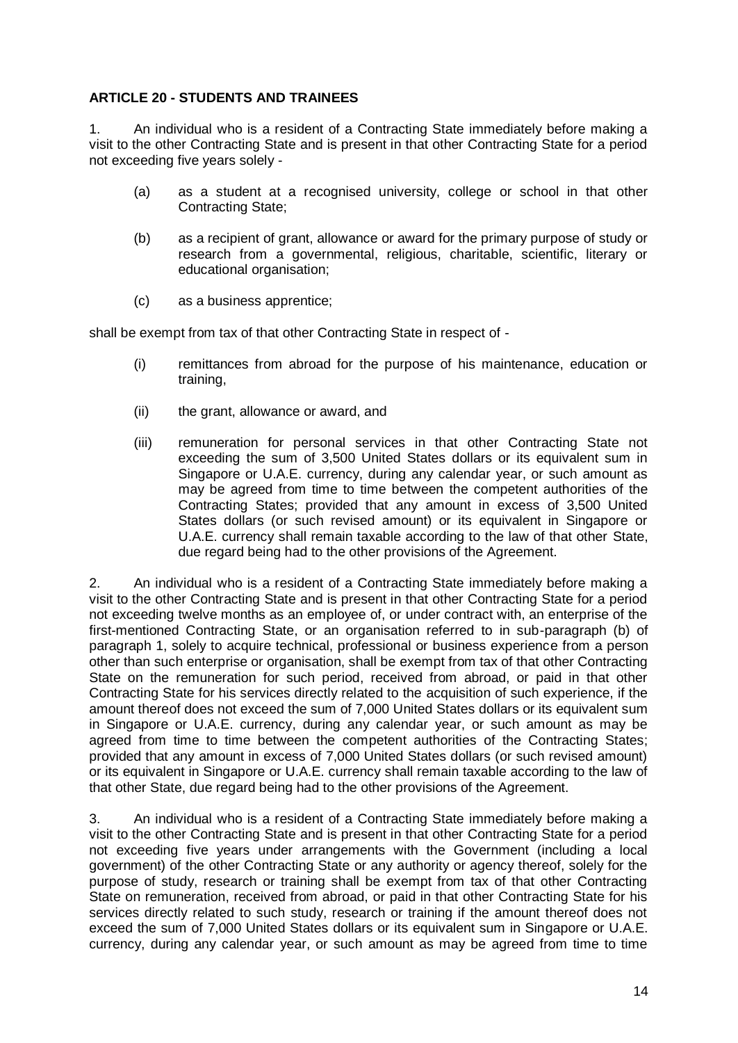**ARTICLE 20 - STUDENTS AND TRAINEES**

1. An individual who is a resident of a Contracting State immediately before making a visit to the other Contracting State and is present in that other Contracting State for a period not exceeding five years solely -

   (a) as a student at a recognised university, college or school in that other Contracting State;

   (b) as a recipient of grant, allowance or award for the primary purpose of study or research from a governmental, religious, charitable, scientific, literary or educational organisation;

   (c) as a business apprentice;

shall be exempt from tax of that other Contracting State in respect of -

   (i) remittances from abroad for the purpose of his maintenance, education or training,

   (ii) the grant, allowance or award, and

   (iii) remuneration for personal services in that other Contracting State not exceeding the sum of 3,500 United States dollars or its equivalent sum in Singapore or U.A.E. currency, during any calendar year, or such amount as may be agreed from time to time between the competent authorities of the Contracting States; provided that any amount in excess of 3,500 United States dollars (or such revised amount) or its equivalent in Singapore or U.A.E. currency shall remain taxable according to the law of that other State, due regard being had to the other provisions of the Agreement.

2. An individual who is a resident of a Contracting State immediately before making a visit to the other Contracting State and is present in that other Contracting State for a period not exceeding twelve months as an employee of, or under contract with, an enterprise of the first-mentioned Contracting State, or an organisation referred to in sub-paragraph (b) of paragraph 1, solely to acquire technical, professional or business experience from a person other than such enterprise or organisation, shall be exempt from tax of that other Contracting State on the remuneration for such period, received from abroad, or paid in that other Contracting State for his services directly related to the acquisition of such experience, if the amount thereof does not exceed the sum of 7,000 United States dollars or its equivalent sum in Singapore or U.A.E. currency, during any calendar year, or such amount as may be agreed from time to time between the competent authorities of the Contracting States; provided that any amount in excess of 7,000 United States dollars (or such revised amount) or its equivalent in Singapore or U.A.E. currency shall remain taxable according to the law of that other State, due regard being had to the other provisions of the Agreement.

3. An individual who is a resident of a Contracting State immediately before making a visit to the other Contracting State and is present in that other Contracting State for a period not exceeding five years under arrangements with the Government (including a local government) of the other Contracting State or any authority or agency thereof, solely for the purpose of study, research or training shall be exempt from tax of that other Contracting State on remuneration, received from abroad, or paid in that other Contracting State for his services directly related to such study, research or training if the amount thereof does not exceed the sum of 7,000 United States dollars or its equivalent sum in Singapore or U.A.E. currency, during any calendar year, or such amount as may be agreed from time to time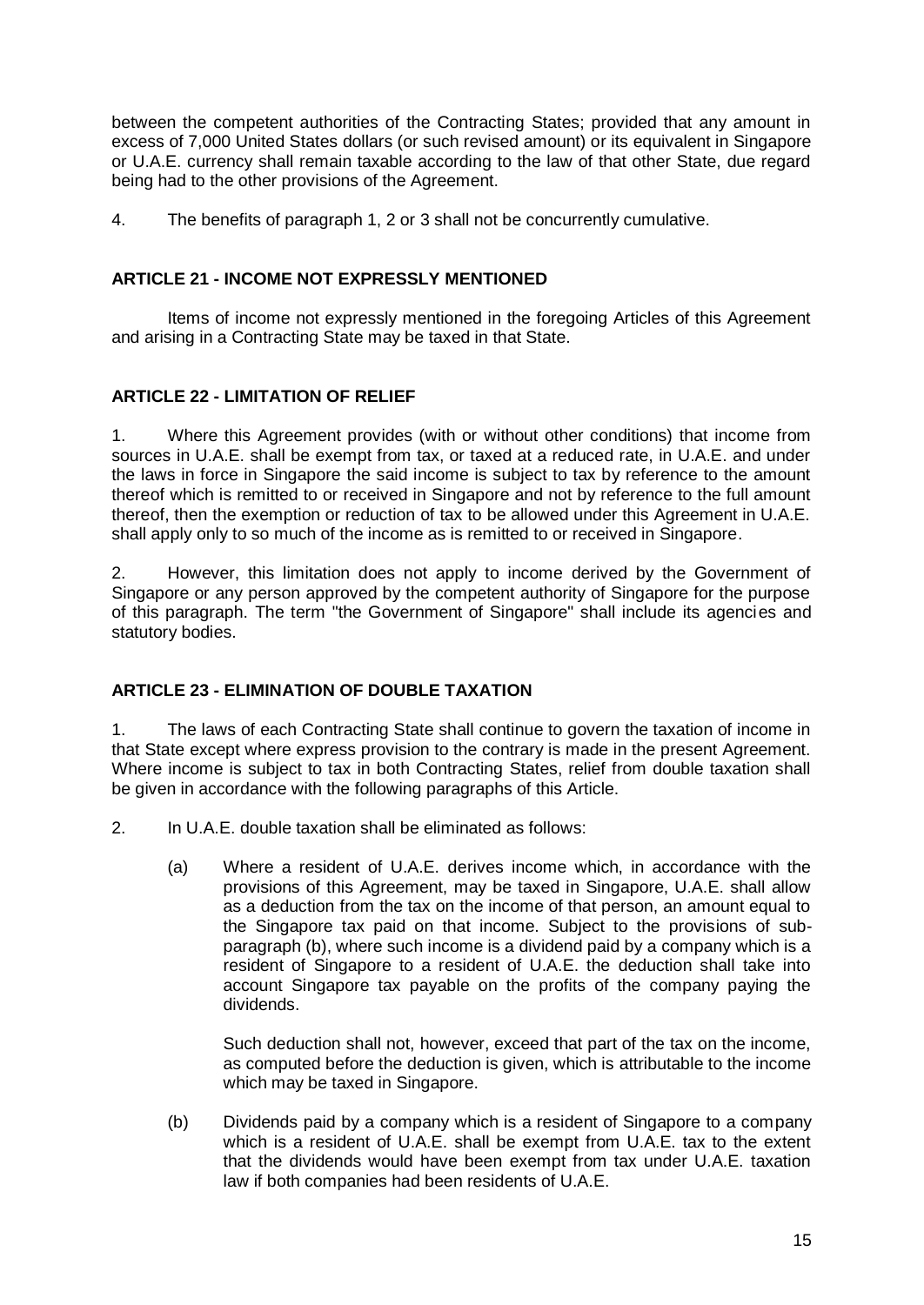between the competent authorities of the Contracting States; provided that any amount in excess of 7,000 United States dollars (or such revised amount) or its equivalent in Singapore or U.A.E. currency shall remain taxable according to the law of that other State, due regard being had to the other provisions of the Agreement.

4. The benefits of paragraph 1, 2 or 3 shall not be concurrently cumulative.

### ARTICLE 21 - INCOME NOT EXPRESSLY MENTIONED

Items of income not expressly mentioned in the foregoing Articles of this Agreement and arising in a Contracting State may be taxed in that State.

### ARTICLE 22 - LIMITATION OF RELIEF

1. Where this Agreement provides (with or without other conditions) that income from sources in U.A.E. shall be exempt from tax, or taxed at a reduced rate, in U.A.E. and under the laws in force in Singapore the said income is subject to tax by reference to the amount thereof which is remitted to or received in Singapore and not by reference to the full amount thereof, then the exemption or reduction of tax to be allowed under this Agreement in U.A.E. shall apply only to so much of the income as is remitted to or received in Singapore.

2. However, this limitation does not apply to income derived by the Government of Singapore or any person approved by the competent authority of Singapore for the purpose of this paragraph. The term "the Government of Singapore" shall include its agencies and statutory bodies.

### ARTICLE 23 - ELIMINATION OF DOUBLE TAXATION

1. The laws of each Contracting State shall continue to govern the taxation of income in that State except where express provision to the contrary is made in the present Agreement. Where income is subject to tax in both Contracting States, relief from double taxation shall be given in accordance with the following paragraphs of this Article.

2. In U.A.E. double taxation shall be eliminated as follows:

   (a) Where a resident of U.A.E. derives income which, in accordance with the provisions of this Agreement, may be taxed in Singapore, U.A.E. shall allow as a deduction from the tax on the income of that person, an amount equal to the Singapore tax paid on that income. Subject to the provisions of sub-paragraph (b), where such income is a dividend paid by a company which is a resident of Singapore to a resident of U.A.E. the deduction shall take into account Singapore tax payable on the profits of the company paying the dividends.

   Such deduction shall not, however, exceed that part of the tax on the income, as computed before the deduction is given, which is attributable to the income which may be taxed in Singapore.

   (b) Dividends paid by a company which is a resident of Singapore to a company which is a resident of U.A.E. shall be exempt from U.A.E. tax to the extent that the dividends would have been exempt from tax under U.A.E. taxation law if both companies had been residents of U.A.E.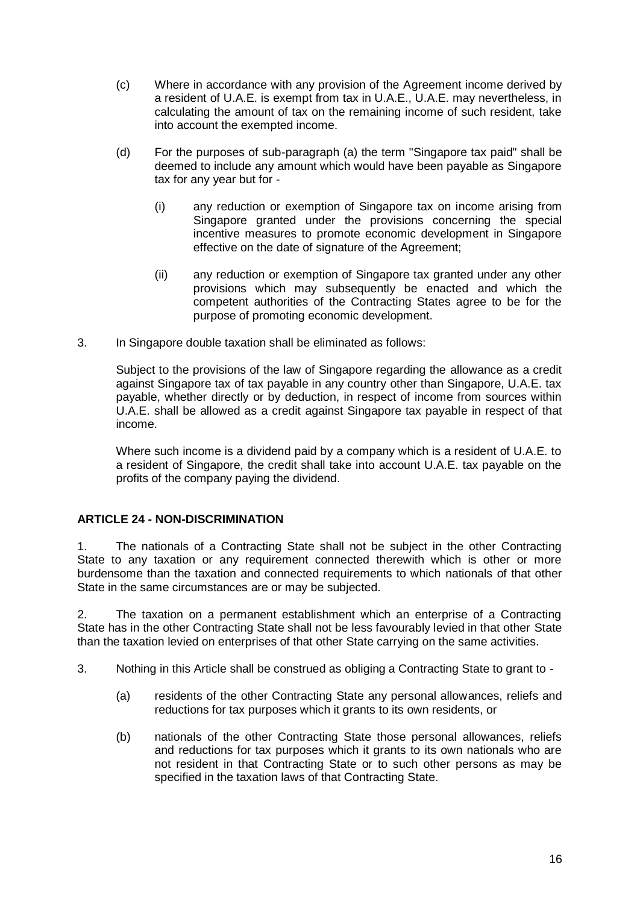(c) Where in accordance with any provision of the Agreement income derived by a resident of U.A.E. is exempt from tax in U.A.E., U.A.E. may nevertheless, in calculating the amount of tax on the remaining income of such resident, take into account the exempted income.

(d) For the purposes of sub-paragraph (a) the term "Singapore tax paid" shall be deemed to include any amount which would have been payable as Singapore tax for any year but for -

(i) any reduction or exemption of Singapore tax on income arising from Singapore granted under the provisions concerning the special incentive measures to promote economic development in Singapore effective on the date of signature of the Agreement;

(ii) any reduction or exemption of Singapore tax granted under any other provisions which may subsequently be enacted and which the competent authorities of the Contracting States agree to be for the purpose of promoting economic development.

3. In Singapore double taxation shall be eliminated as follows:

Subject to the provisions of the law of Singapore regarding the allowance as a credit against Singapore tax of tax payable in any country other than Singapore, U.A.E. tax payable, whether directly or by deduction, in respect of income from sources within U.A.E. shall be allowed as a credit against Singapore tax payable in respect of that income.

Where such income is a dividend paid by a company which is a resident of U.A.E. to a resident of Singapore, the credit shall take into account U.A.E. tax payable on the profits of the company paying the dividend.

## ARTICLE 24 - NON-DISCRIMINATION

1. The nationals of a Contracting State shall not be subject in the other Contracting State to any taxation or any requirement connected therewith which is other or more burdensome than the taxation and connected requirements to which nationals of that other State in the same circumstances are or may be subjected.

2. The taxation on a permanent establishment which an enterprise of a Contracting State has in the other Contracting State shall not be less favourably levied in that other State than the taxation levied on enterprises of that other State carrying on the same activities.

3. Nothing in this Article shall be construed as obliging a Contracting State to grant to -

(a) residents of the other Contracting State any personal allowances, reliefs and reductions for tax purposes which it grants to its own residents, or

(b) nationals of the other Contracting State those personal allowances, reliefs and reductions for tax purposes which it grants to its own nationals who are not resident in that Contracting State or to such other persons as may be specified in the taxation laws of that Contracting State.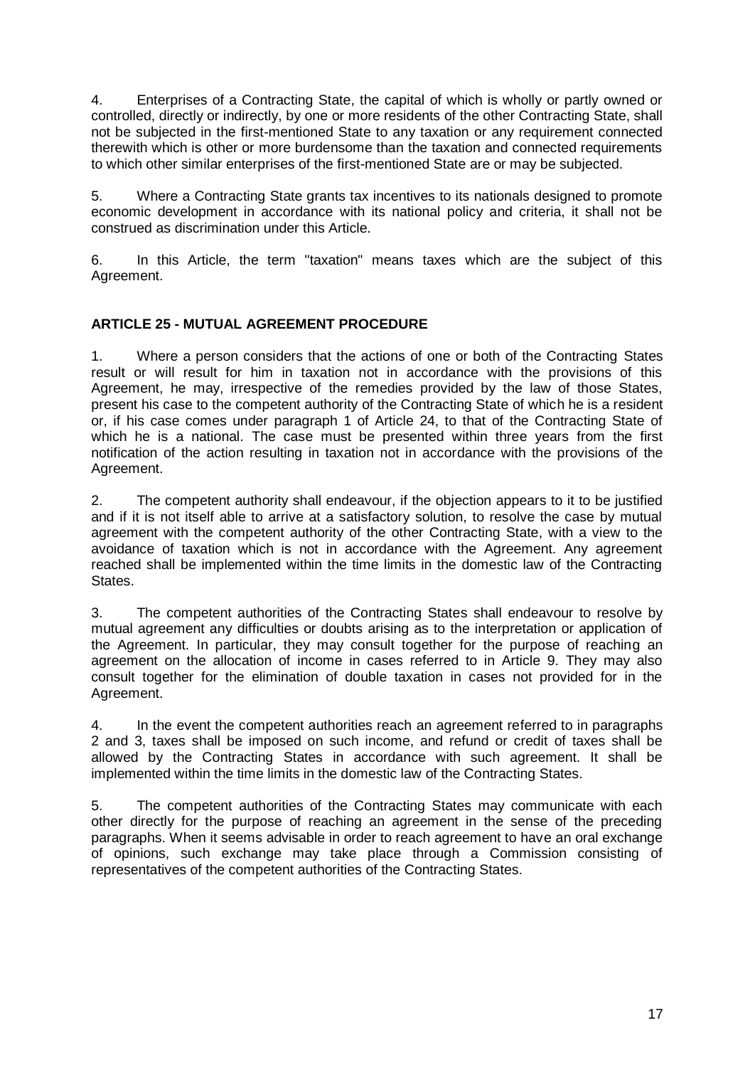4. Enterprises of a Contracting State, the capital of which is wholly or partly owned or controlled, directly or indirectly, by one or more residents of the other Contracting State, shall not be subjected in the first-mentioned State to any taxation or any requirement connected therewith which is other or more burdensome than the taxation and connected requirements to which other similar enterprises of the first-mentioned State are or may be subjected.

5. Where a Contracting State grants tax incentives to its nationals designed to promote economic development in accordance with its national policy and criteria, it shall not be construed as discrimination under this Article.

6. In this Article, the term "taxation" means taxes which are the subject of this Agreement.

## ARTICLE 25 - MUTUAL AGREEMENT PROCEDURE

1. Where a person considers that the actions of one or both of the Contracting States result or will result for him in taxation not in accordance with the provisions of this Agreement, he may, irrespective of the remedies provided by the law of those States, present his case to the competent authority of the Contracting State of which he is a resident or, if his case comes under paragraph 1 of Article 24, to that of the Contracting State of which he is a national. The case must be presented within three years from the first notification of the action resulting in taxation not in accordance with the provisions of the Agreement.

2. The competent authority shall endeavour, if the objection appears to it to be justified and if it is not itself able to arrive at a satisfactory solution, to resolve the case by mutual agreement with the competent authority of the other Contracting State, with a view to the avoidance of taxation which is not in accordance with the Agreement. Any agreement reached shall be implemented within the time limits in the domestic law of the Contracting States.

3. The competent authorities of the Contracting States shall endeavour to resolve by mutual agreement any difficulties or doubts arising as to the interpretation or application of the Agreement. In particular, they may consult together for the purpose of reaching an agreement on the allocation of income in cases referred to in Article 9. They may also consult together for the elimination of double taxation in cases not provided for in the Agreement.

4. In the event the competent authorities reach an agreement referred to in paragraphs 2 and 3, taxes shall be imposed on such income, and refund or credit of taxes shall be allowed by the Contracting States in accordance with such agreement. It shall be implemented within the time limits in the domestic law of the Contracting States.

5. The competent authorities of the Contracting States may communicate with each other directly for the purpose of reaching an agreement in the sense of the preceding paragraphs. When it seems advisable in order to reach agreement to have an oral exchange of opinions, such exchange may take place through a Commission consisting of representatives of the competent authorities of the Contracting States.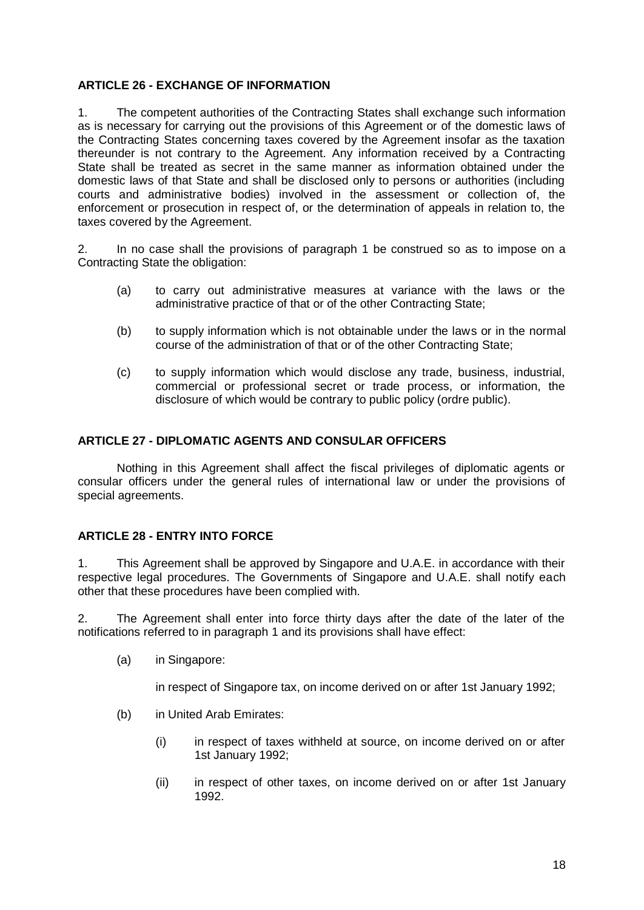**ARTICLE 26 - EXCHANGE OF INFORMATION**

1. The competent authorities of the Contracting States shall exchange such information as is necessary for carrying out the provisions of this Agreement or of the domestic laws of the Contracting States concerning taxes covered by the Agreement insofar as the taxation thereunder is not contrary to the Agreement. Any information received by a Contracting State shall be treated as secret in the same manner as information obtained under the domestic laws of that State and shall be disclosed only to persons or authorities (including courts and administrative bodies) involved in the assessment or collection of, the enforcement or prosecution in respect of, or the determination of appeals in relation to, the taxes covered by the Agreement.

2. In no case shall the provisions of paragraph 1 be construed so as to impose on a Contracting State the obligation:

(a) to carry out administrative measures at variance with the laws or the administrative practice of that or of the other Contracting State;

(b) to supply information which is not obtainable under the laws or in the normal course of the administration of that or of the other Contracting State;

(c) to supply information which would disclose any trade, business, industrial, commercial or professional secret or trade process, or information, the disclosure of which would be contrary to public policy (ordre public).

**ARTICLE 27 - DIPLOMATIC AGENTS AND CONSULAR OFFICERS**

Nothing in this Agreement shall affect the fiscal privileges of diplomatic agents or consular officers under the general rules of international law or under the provisions of special agreements.

**ARTICLE 28 - ENTRY INTO FORCE**

1. This Agreement shall be approved by Singapore and U.A.E. in accordance with their respective legal procedures. The Governments of Singapore and U.A.E. shall notify each other that these procedures have been complied with.

2. The Agreement shall enter into force thirty days after the date of the later of the notifications referred to in paragraph 1 and its provisions shall have effect:

(a) in Singapore:

in respect of Singapore tax, on income derived on or after 1st January 1992;

(b) in United Arab Emirates:

(i) in respect of taxes withheld at source, on income derived on or after 1st January 1992;

(ii) in respect of other taxes, on income derived on or after 1st January 1992.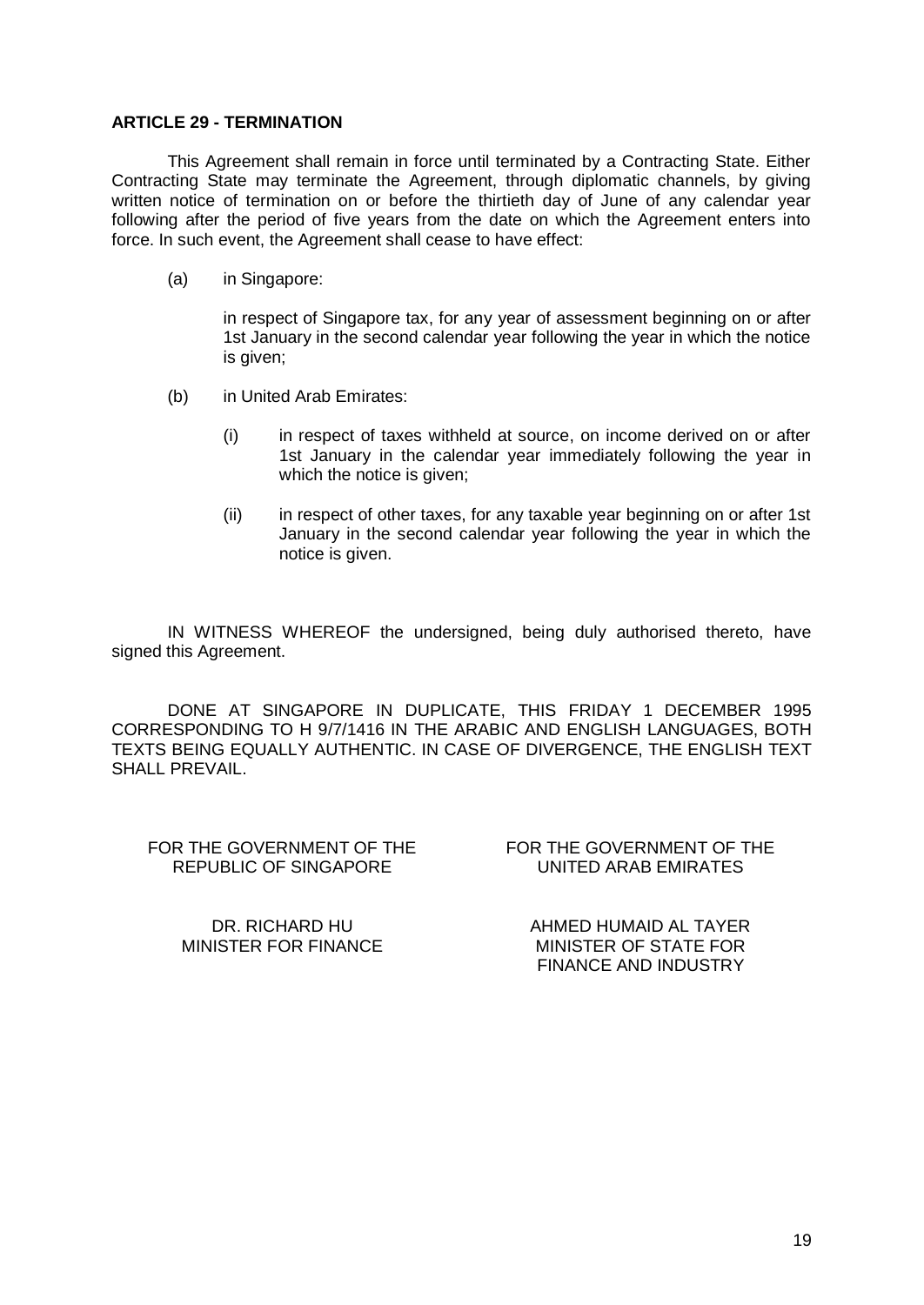**ARTICLE 29 - TERMINATION**

This Agreement shall remain in force until terminated by a Contracting State. Either Contracting State may terminate the Agreement, through diplomatic channels, by giving written notice of termination on or before the thirtieth day of June of any calendar year following after the period of five years from the date on which the Agreement enters into force. In such event, the Agreement shall cease to have effect:

(a) in Singapore:

in respect of Singapore tax, for any year of assessment beginning on or after 1st January in the second calendar year following the year in which the notice is given;

(b) in United Arab Emirates:

(i) in respect of taxes withheld at source, on income derived on or after 1st January in the calendar year immediately following the year in which the notice is given;

(ii) in respect of other taxes, for any taxable year beginning on or after 1st January in the second calendar year following the year in which the notice is given.

IN WITNESS WHEREOF the undersigned, being duly authorised thereto, have signed this Agreement.

DONE AT SINGAPORE IN DUPLICATE, THIS FRIDAY 1 DECEMBER 1995 CORRESPONDING TO H 9/7/1416 IN THE ARABIC AND ENGLISH LANGUAGES, BOTH TEXTS BEING EQUALLY AUTHENTIC. IN CASE OF DIVERGENCE, THE ENGLISH TEXT SHALL PREVAIL.

FOR THE GOVERNMENT OF THE REPUBLIC OF SINGAPORE

DR. RICHARD HU
MINISTER FOR FINANCE

FOR THE GOVERNMENT OF THE UNITED ARAB EMIRATES

AHMED HUMAID AL TAYER
MINISTER OF STATE FOR FINANCE AND INDUSTRY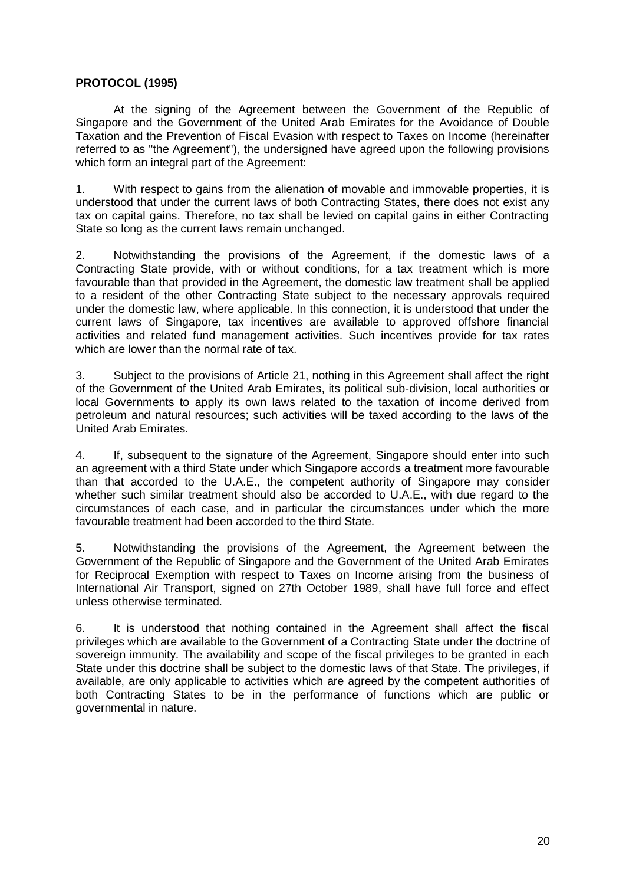**PROTOCOL (1995)**

At the signing of the Agreement between the Government of the Republic of Singapore and the Government of the United Arab Emirates for the Avoidance of Double Taxation and the Prevention of Fiscal Evasion with respect to Taxes on Income (hereinafter referred to as "the Agreement"), the undersigned have agreed upon the following provisions which form an integral part of the Agreement:

1. With respect to gains from the alienation of movable and immovable properties, it is understood that under the current laws of both Contracting States, there does not exist any tax on capital gains. Therefore, no tax shall be levied on capital gains in either Contracting State so long as the current laws remain unchanged.

2. Notwithstanding the provisions of the Agreement, if the domestic laws of a Contracting State provide, with or without conditions, for a tax treatment which is more favourable than that provided in the Agreement, the domestic law treatment shall be applied to a resident of the other Contracting State subject to the necessary approvals required under the domestic law, where applicable. In this connection, it is understood that under the current laws of Singapore, tax incentives are available to approved offshore financial activities and related fund management activities. Such incentives provide for tax rates which are lower than the normal rate of tax.

3. Subject to the provisions of Article 21, nothing in this Agreement shall affect the right of the Government of the United Arab Emirates, its political sub-division, local authorities or local Governments to apply its own laws related to the taxation of income derived from petroleum and natural resources; such activities will be taxed according to the laws of the United Arab Emirates.

4. If, subsequent to the signature of the Agreement, Singapore should enter into such an agreement with a third State under which Singapore accords a treatment more favourable than that accorded to the U.A.E., the competent authority of Singapore may consider whether such similar treatment should also be accorded to U.A.E., with due regard to the circumstances of each case, and in particular the circumstances under which the more favourable treatment had been accorded to the third State.

5. Notwithstanding the provisions of the Agreement, the Agreement between the Government of the Republic of Singapore and the Government of the United Arab Emirates for Reciprocal Exemption with respect to Taxes on Income arising from the business of International Air Transport, signed on 27th October 1989, shall have full force and effect unless otherwise terminated.

6. It is understood that nothing contained in the Agreement shall affect the fiscal privileges which are available to the Government of a Contracting State under the doctrine of sovereign immunity. The availability and scope of the fiscal privileges to be granted in each State under this doctrine shall be subject to the domestic laws of that State. The privileges, if available, are only applicable to activities which are agreed by the competent authorities of both Contracting States to be in the performance of functions which are public or governmental in nature.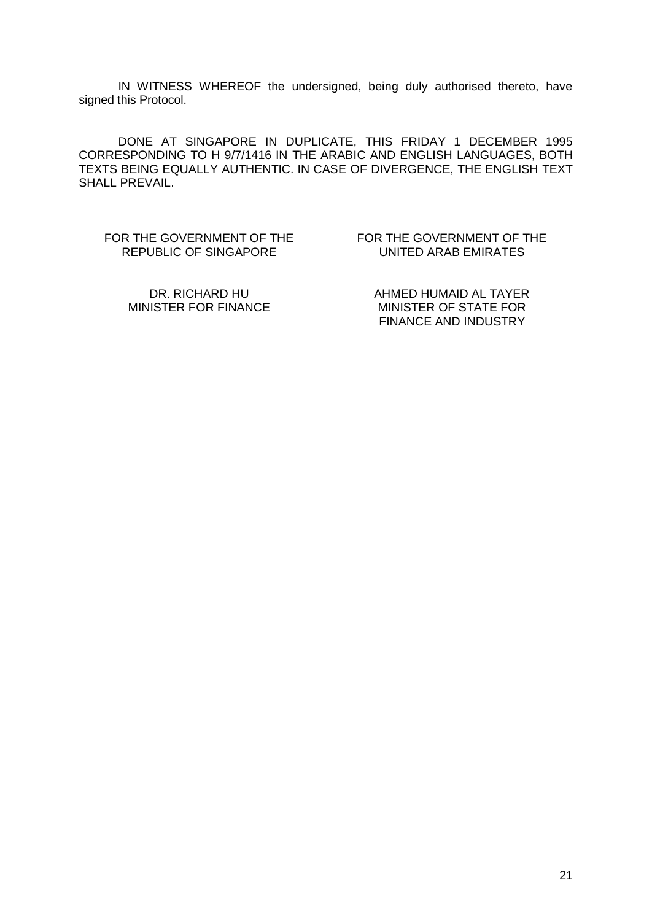IN WITNESS WHEREOF the undersigned, being duly authorised thereto, have signed this Protocol.

DONE AT SINGAPORE IN DUPLICATE, THIS FRIDAY 1 DECEMBER 1995 CORRESPONDING TO H 9/7/1416 IN THE ARABIC AND ENGLISH LANGUAGES, BOTH TEXTS BEING EQUALLY AUTHENTIC. IN CASE OF DIVERGENCE, THE ENGLISH TEXT SHALL PREVAIL.

| FOR THE GOVERNMENT OF THE REPUBLIC OF SINGAPORE | FOR THE GOVERNMENT OF THE UNITED ARAB EMIRATES |
| --- | --- |
| DR. RICHARD HU<br>MINISTER FOR FINANCE | AHMED HUMAID AL TAYER<br>MINISTER OF STATE FOR FINANCE AND INDUSTRY |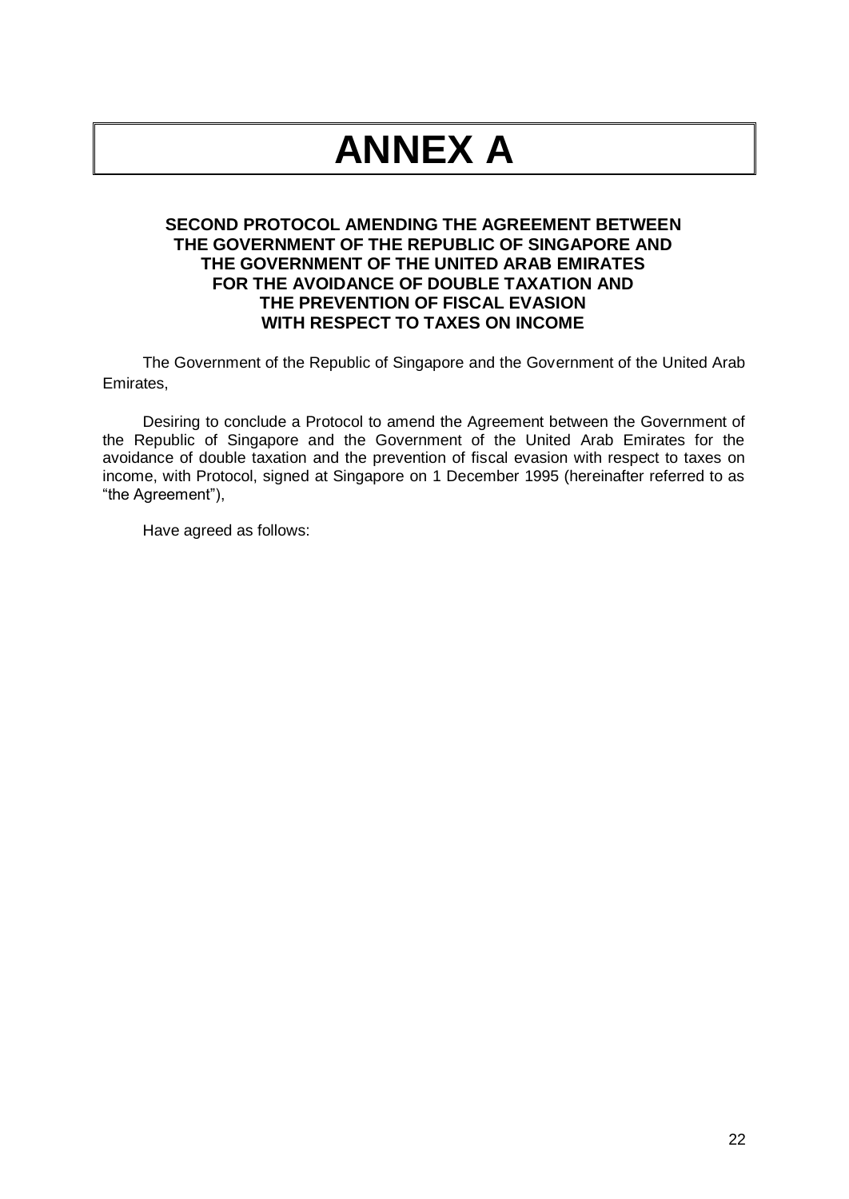# ANNEX A

**SECOND PROTOCOL AMENDING THE AGREEMENT BETWEEN THE GOVERNMENT OF THE REPUBLIC OF SINGAPORE AND THE GOVERNMENT OF THE UNITED ARAB EMIRATES FOR THE AVOIDANCE OF DOUBLE TAXATION AND THE PREVENTION OF FISCAL EVASION WITH RESPECT TO TAXES ON INCOME**

The Government of the Republic of Singapore and the Government of the United Arab Emirates,

Desiring to conclude a Protocol to amend the Agreement between the Government of the Republic of Singapore and the Government of the United Arab Emirates for the avoidance of double taxation and the prevention of fiscal evasion with respect to taxes on income, with Protocol, signed at Singapore on 1 December 1995 (hereinafter referred to as "the Agreement"),

Have agreed as follows: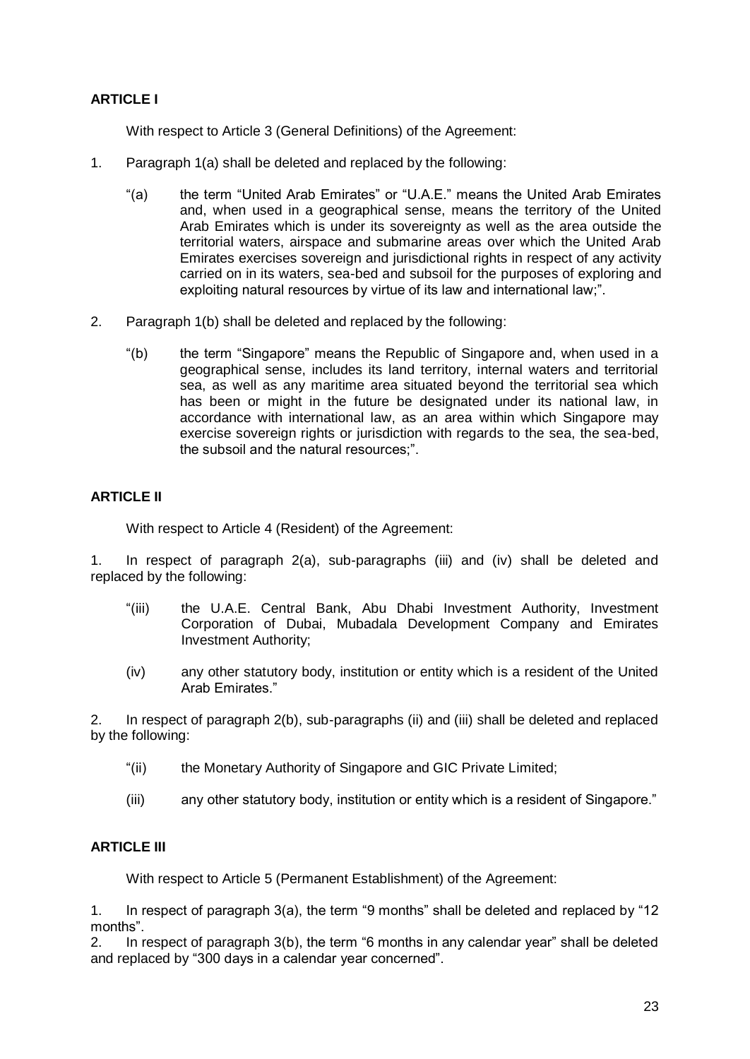**ARTICLE I**

With respect to Article 3 (General Definitions) of the Agreement:

1. Paragraph 1(a) shall be deleted and replaced by the following:

   "(a) the term "United Arab Emirates" or "U.A.E." means the United Arab Emirates and, when used in a geographical sense, means the territory of the United Arab Emirates which is under its sovereignty as well as the area outside the territorial waters, airspace and submarine areas over which the United Arab Emirates exercises sovereign and jurisdictional rights in respect of any activity carried on in its waters, sea-bed and subsoil for the purposes of exploring and exploiting natural resources by virtue of its law and international law;".

2. Paragraph 1(b) shall be deleted and replaced by the following:

   "(b) the term "Singapore" means the Republic of Singapore and, when used in a geographical sense, includes its land territory, internal waters and territorial sea, as well as any maritime area situated beyond the territorial sea which has been or might in the future be designated under its national law, in accordance with international law, as an area within which Singapore may exercise sovereign rights or jurisdiction with regards to the sea, the sea-bed, the subsoil and the natural resources;".

**ARTICLE II**

With respect to Article 4 (Resident) of the Agreement:

1. In respect of paragraph 2(a), sub-paragraphs (iii) and (iv) shall be deleted and replaced by the following:

   "(iii) the U.A.E. Central Bank, Abu Dhabi Investment Authority, Investment Corporation of Dubai, Mubadala Development Company and Emirates Investment Authority;

   (iv) any other statutory body, institution or entity which is a resident of the United Arab Emirates."

2. In respect of paragraph 2(b), sub-paragraphs (ii) and (iii) shall be deleted and replaced by the following:

   "(ii) the Monetary Authority of Singapore and GIC Private Limited;

   (iii) any other statutory body, institution or entity which is a resident of Singapore."

**ARTICLE III**

With respect to Article 5 (Permanent Establishment) of the Agreement:

1. In respect of paragraph 3(a), the term "9 months" shall be deleted and replaced by "12 months".
2. In respect of paragraph 3(b), the term "6 months in any calendar year" shall be deleted and replaced by "300 days in a calendar year concerned".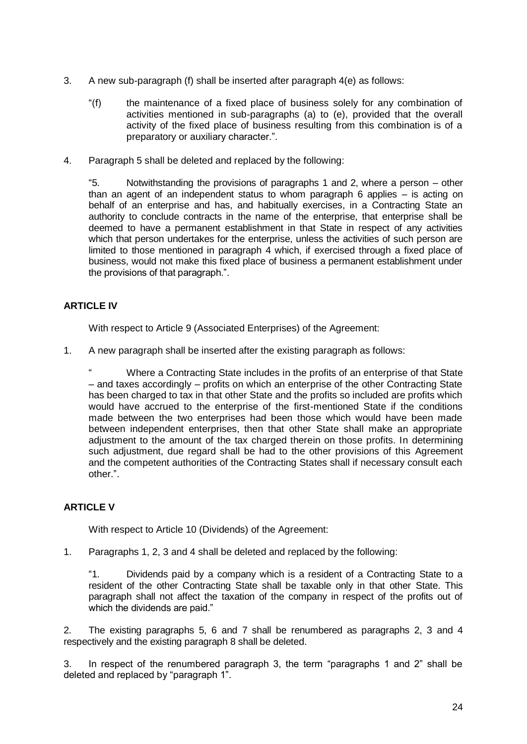3. A new sub-paragraph (f) shall be inserted after paragraph 4(e) as follows:

   "(f) the maintenance of a fixed place of business solely for any combination of activities mentioned in sub-paragraphs (a) to (e), provided that the overall activity of the fixed place of business resulting from this combination is of a preparatory or auxiliary character.".

4. Paragraph 5 shall be deleted and replaced by the following:

   "5. Notwithstanding the provisions of paragraphs 1 and 2, where a person – other than an agent of an independent status to whom paragraph 6 applies – is acting on behalf of an enterprise and has, and habitually exercises, in a Contracting State an authority to conclude contracts in the name of the enterprise, that enterprise shall be deemed to have a permanent establishment in that State in respect of any activities which that person undertakes for the enterprise, unless the activities of such person are limited to those mentioned in paragraph 4 which, if exercised through a fixed place of business, would not make this fixed place of business a permanent establishment under the provisions of that paragraph.".

**ARTICLE IV**

With respect to Article 9 (Associated Enterprises) of the Agreement:

1. A new paragraph shall be inserted after the existing paragraph as follows:

   " Where a Contracting State includes in the profits of an enterprise of that State – and taxes accordingly – profits on which an enterprise of the other Contracting State has been charged to tax in that other State and the profits so included are profits which would have accrued to the enterprise of the first-mentioned State if the conditions made between the two enterprises had been those which would have been made between independent enterprises, then that other State shall make an appropriate adjustment to the amount of the tax charged therein on those profits. In determining such adjustment, due regard shall be had to the other provisions of this Agreement and the competent authorities of the Contracting States shall if necessary consult each other.".

**ARTICLE V**

With respect to Article 10 (Dividends) of the Agreement:

1. Paragraphs 1, 2, 3 and 4 shall be deleted and replaced by the following:

   "1. Dividends paid by a company which is a resident of a Contracting State to a resident of the other Contracting State shall be taxable only in that other State. This paragraph shall not affect the taxation of the company in respect of the profits out of which the dividends are paid."

2. The existing paragraphs 5, 6 and 7 shall be renumbered as paragraphs 2, 3 and 4 respectively and the existing paragraph 8 shall be deleted.

3. In respect of the renumbered paragraph 3, the term "paragraphs 1 and 2" shall be deleted and replaced by "paragraph 1".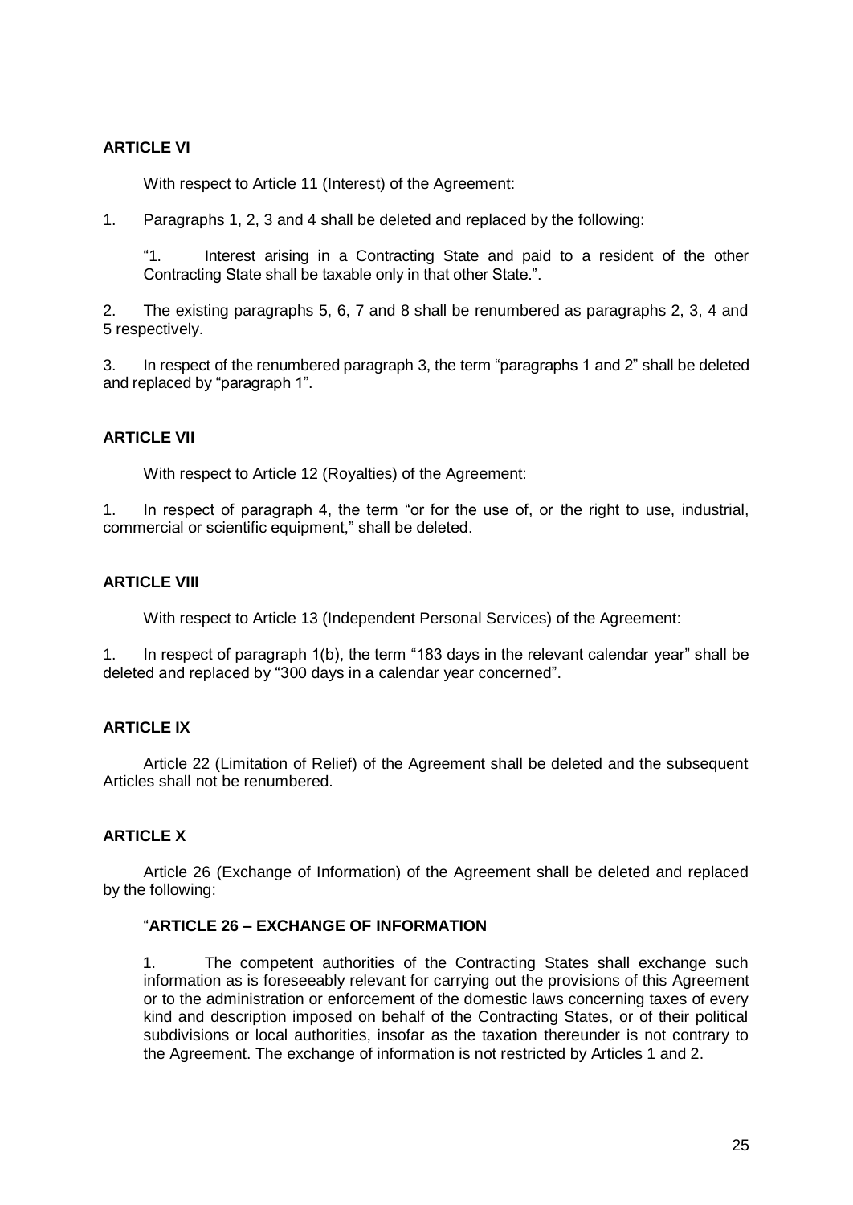**ARTICLE VI**

With respect to Article 11 (Interest) of the Agreement:

1. Paragraphs 1, 2, 3 and 4 shall be deleted and replaced by the following:

> "1. Interest arising in a Contracting State and paid to a resident of the other Contracting State shall be taxable only in that other State.".

2. The existing paragraphs 5, 6, 7 and 8 shall be renumbered as paragraphs 2, 3, 4 and 5 respectively.

3. In respect of the renumbered paragraph 3, the term "paragraphs 1 and 2" shall be deleted and replaced by "paragraph 1".

**ARTICLE VII**

With respect to Article 12 (Royalties) of the Agreement:

1. In respect of paragraph 4, the term "or for the use of, or the right to use, industrial, commercial or scientific equipment," shall be deleted.

**ARTICLE VIII**

With respect to Article 13 (Independent Personal Services) of the Agreement:

1. In respect of paragraph 1(b), the term "183 days in the relevant calendar year" shall be deleted and replaced by "300 days in a calendar year concerned".

**ARTICLE IX**

Article 22 (Limitation of Relief) of the Agreement shall be deleted and the subsequent Articles shall not be renumbered.

**ARTICLE X**

Article 26 (Exchange of Information) of the Agreement shall be deleted and replaced by the following:

> "**ARTICLE 26 – EXCHANGE OF INFORMATION**
>
> 1. The competent authorities of the Contracting States shall exchange such information as is foreseeably relevant for carrying out the provisions of this Agreement or to the administration or enforcement of the domestic laws concerning taxes of every kind and description imposed on behalf of the Contracting States, or of their political subdivisions or local authorities, insofar as the taxation thereunder is not contrary to the Agreement. The exchange of information is not restricted by Articles 1 and 2.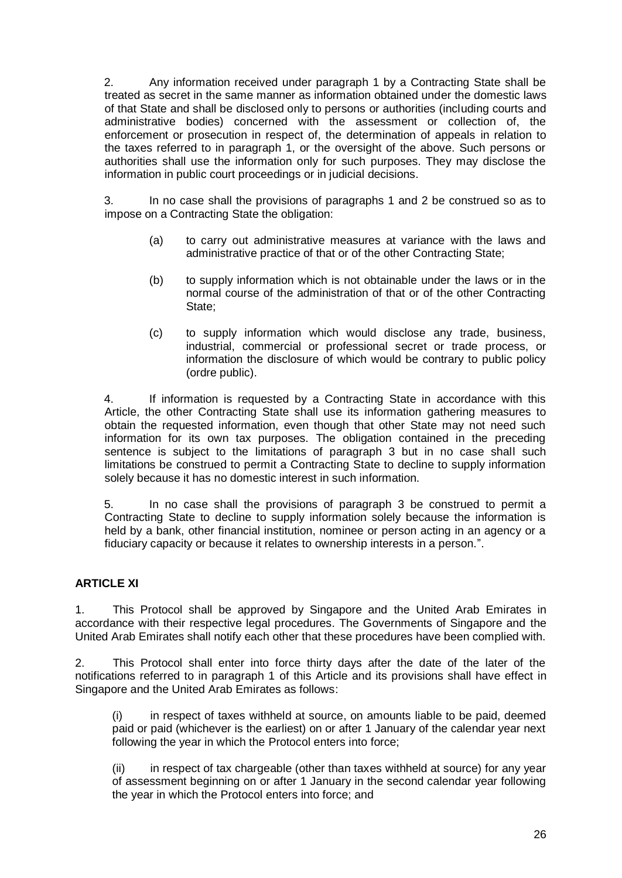2. Any information received under paragraph 1 by a Contracting State shall be treated as secret in the same manner as information obtained under the domestic laws of that State and shall be disclosed only to persons or authorities (including courts and administrative bodies) concerned with the assessment or collection of, the enforcement or prosecution in respect of, the determination of appeals in relation to the taxes referred to in paragraph 1, or the oversight of the above. Such persons or authorities shall use the information only for such purposes. They may disclose the information in public court proceedings or in judicial decisions.

3. In no case shall the provisions of paragraphs 1 and 2 be construed so as to impose on a Contracting State the obligation:

(a) to carry out administrative measures at variance with the laws and administrative practice of that or of the other Contracting State;

(b) to supply information which is not obtainable under the laws or in the normal course of the administration of that or of the other Contracting State;

(c) to supply information which would disclose any trade, business, industrial, commercial or professional secret or trade process, or information the disclosure of which would be contrary to public policy (ordre public).

4. If information is requested by a Contracting State in accordance with this Article, the other Contracting State shall use its information gathering measures to obtain the requested information, even though that other State may not need such information for its own tax purposes. The obligation contained in the preceding sentence is subject to the limitations of paragraph 3 but in no case shall such limitations be construed to permit a Contracting State to decline to supply information solely because it has no domestic interest in such information.

5. In no case shall the provisions of paragraph 3 be construed to permit a Contracting State to decline to supply information solely because the information is held by a bank, other financial institution, nominee or person acting in an agency or a fiduciary capacity or because it relates to ownership interests in a person.".

**ARTICLE XI**

1. This Protocol shall be approved by Singapore and the United Arab Emirates in accordance with their respective legal procedures. The Governments of Singapore and the United Arab Emirates shall notify each other that these procedures have been complied with.

2. This Protocol shall enter into force thirty days after the date of the later of the notifications referred to in paragraph 1 of this Article and its provisions shall have effect in Singapore and the United Arab Emirates as follows:

(i) in respect of taxes withheld at source, on amounts liable to be paid, deemed paid or paid (whichever is the earliest) on or after 1 January of the calendar year next following the year in which the Protocol enters into force;

(ii) in respect of tax chargeable (other than taxes withheld at source) for any year of assessment beginning on or after 1 January in the second calendar year following the year in which the Protocol enters into force; and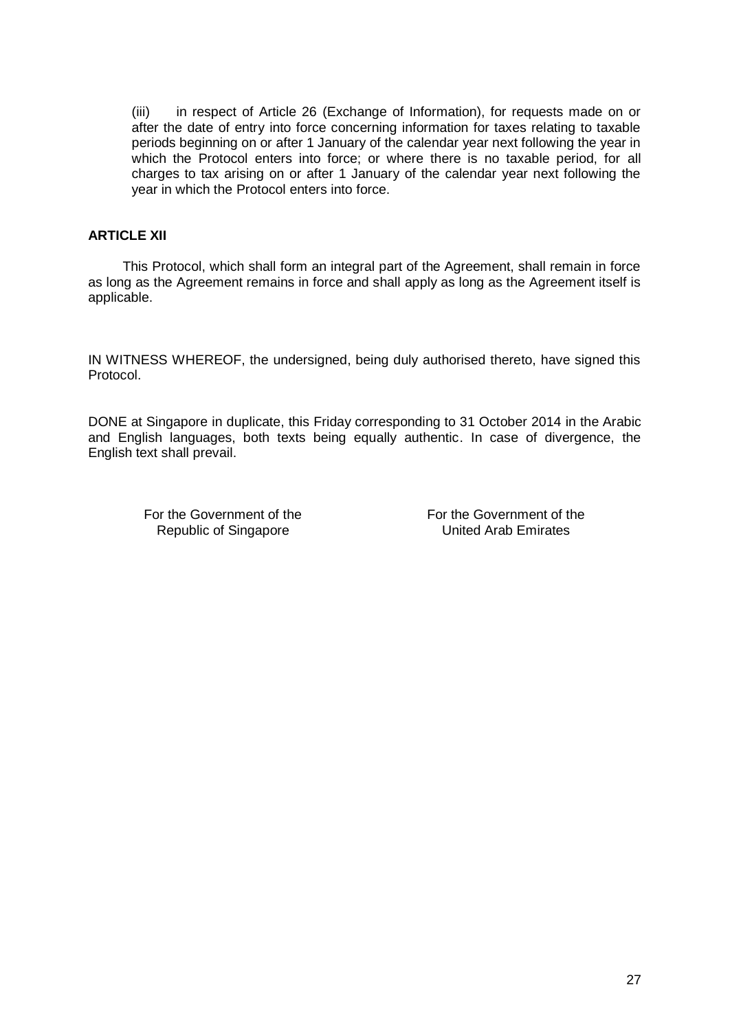(iii) in respect of Article 26 (Exchange of Information), for requests made on or after the date of entry into force concerning information for taxes relating to taxable periods beginning on or after 1 January of the calendar year next following the year in which the Protocol enters into force; or where there is no taxable period, for all charges to tax arising on or after 1 January of the calendar year next following the year in which the Protocol enters into force.

**ARTICLE XII**

This Protocol, which shall form an integral part of the Agreement, shall remain in force as long as the Agreement remains in force and shall apply as long as the Agreement itself is applicable.

IN WITNESS WHEREOF, the undersigned, being duly authorised thereto, have signed this Protocol.

DONE at Singapore in duplicate, this Friday corresponding to 31 October 2014 in the Arabic and English languages, both texts being equally authentic. In case of divergence, the English text shall prevail.

| | |
|---|---|
| For the Government of the Republic of Singapore | For the Government of the United Arab Emirates |